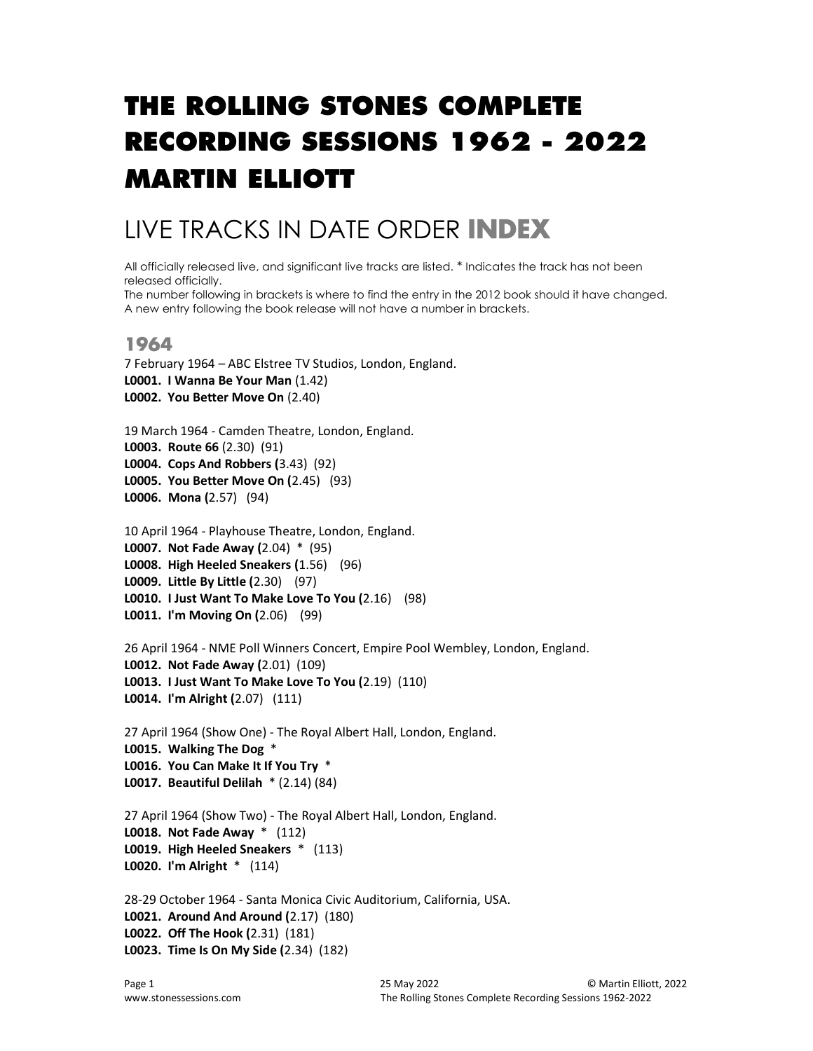# THE ROLLING STONES COMPLETE RECORDING SESSIONS 1962 - 2022 MARTIN ELLIOTT

## LIVE TRACKS IN DATE ORDER **INDEX**

All officially released live, and significant live tracks are listed. * Indicates the track has not been released officially.
The number following in brackets is where to find the entry in the 2012 book should it have changed.
A new entry following the book release will not have a number in brackets.

### 1964

7 February 1964 – ABC Elstree TV Studios, London, England.
**L0001. I Wanna Be Your Man** (1.42)
**L0002. You Better Move On** (2.40)

19 March 1964 - Camden Theatre, London, England.
**L0003. Route 66** (2.30) (91)
**L0004. Cops And Robbers (**3.43) (92)
**L0005. You Better Move On (**2.45) (93)
**L0006. Mona (**2.57) (94)

10 April 1964 - Playhouse Theatre, London, England.
**L0007. Not Fade Away (**2.04) * (95)
**L0008. High Heeled Sneakers (**1.56) (96)
**L0009. Little By Little (**2.30) (97)
**L0010. I Just Want To Make Love To You (**2.16) (98)
**L0011. I'm Moving On (**2.06) (99)

26 April 1964 - NME Poll Winners Concert, Empire Pool Wembley, London, England.
**L0012. Not Fade Away (**2.01) (109)
**L0013. I Just Want To Make Love To You (**2.19) (110)
**L0014. I'm Alright (**2.07) (111)

27 April 1964 (Show One) - The Royal Albert Hall, London, England.
**L0015. Walking The Dog** *
**L0016. You Can Make It If You Try** *
**L0017. Beautiful Delilah** * (2.14) (84)

27 April 1964 (Show Two) - The Royal Albert Hall, London, England.
**L0018. Not Fade Away** * (112)
**L0019. High Heeled Sneakers** * (113)
**L0020. I'm Alright** * (114)

28-29 October 1964 - Santa Monica Civic Auditorium, California, USA.
**L0021. Around And Around (**2.17) (180)
**L0022. Off The Hook (**2.31) (181)
**L0023. Time Is On My Side (**2.34) (182)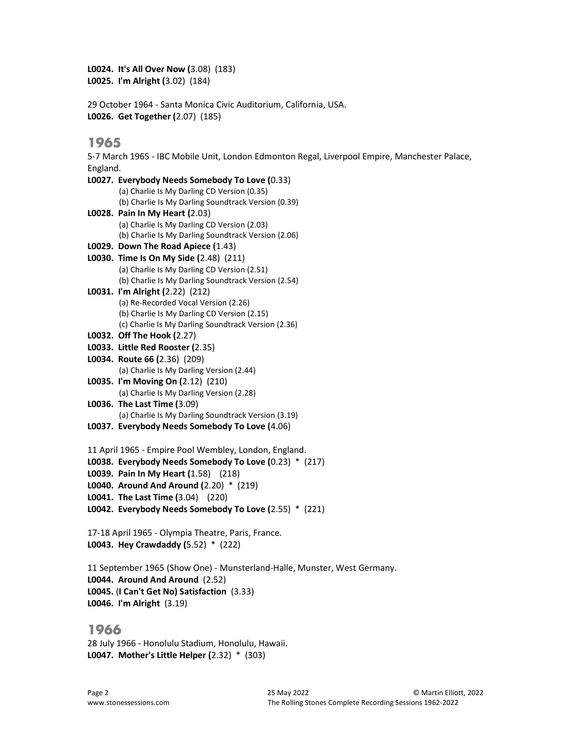**L0024. It's All Over Now (**3.08) (183)
**L0025. I'm Alright (**3.02) (184)

29 October 1964 - Santa Monica Civic Auditorium, California, USA.
**L0026. Get Together (**2.07) (185)

# 1965

5-7 March 1965 - IBC Mobile Unit, London Edmonton Regal, Liverpool Empire, Manchester Palace, England.

**L0027. Everybody Needs Somebody To Love (**0.33)
(a) Charlie Is My Darling CD Version (0.35)
(b) Charlie Is My Darling Soundtrack Version (0.39)

**L0028. Pain In My Heart (**2.03)
(a) Charlie Is My Darling CD Version (2.03)
(b) Charlie Is My Darling Soundtrack Version (2.06)

**L0029. Down The Road Apiece (**1.43)

**L0030. Time Is On My Side (**2.48) (211)
(a) Charlie Is My Darling CD Version (2.51)
(b) Charlie Is My Darling Soundtrack Version (2.54)

**L0031. I'm Alright (**2.22) (212)
(a) Re-Recorded Vocal Version (2.26)
(b) Charlie Is My Darling CD Version (2.15)
(c) Charlie Is My Darling Soundtrack Version (2.36)

**L0032. Off The Hook (**2.27)

**L0033. Little Red Rooster (**2.35)

**L0034. Route 66 (**2.36) (209)
(a) Charlie Is My Darling Version (2.44)

**L0035. I'm Moving On (**2.12) (210)
(a) Charlie Is My Darling Version (2.28)

**L0036. The Last Time (**3.09)
(a) Charlie Is My Darling Soundtrack Version (3.19)

**L0037. Everybody Needs Somebody To Love (**4.06)

11 April 1965 - Empire Pool Wembley, London, England.
**L0038. Everybody Needs Somebody To Love (**0.23) * (217)
**L0039. Pain In My Heart (**1.58) (218)
**L0040. Around And Around (**2.20) * (219)
**L0041. The Last Time (**3.04) (220)
**L0042. Everybody Needs Somebody To Love (**2.55) * (221)

17-18 April 1965 - Olympia Theatre, Paris, France.
**L0043. Hey Crawdaddy (**5.52) * (222)

11 September 1965 (Show One) - Munsterland-Halle, Munster, West Germany.
**L0044. Around And Around** (2.52)
**L0045. (I Can't Get No) Satisfaction** (3.33)
**L0046. I'm Alright** (3.19)

# 1966

28 July 1966 - Honolulu Stadium, Honolulu, Hawaii.
**L0047. Mother's Little Helper (**2.32) * (303)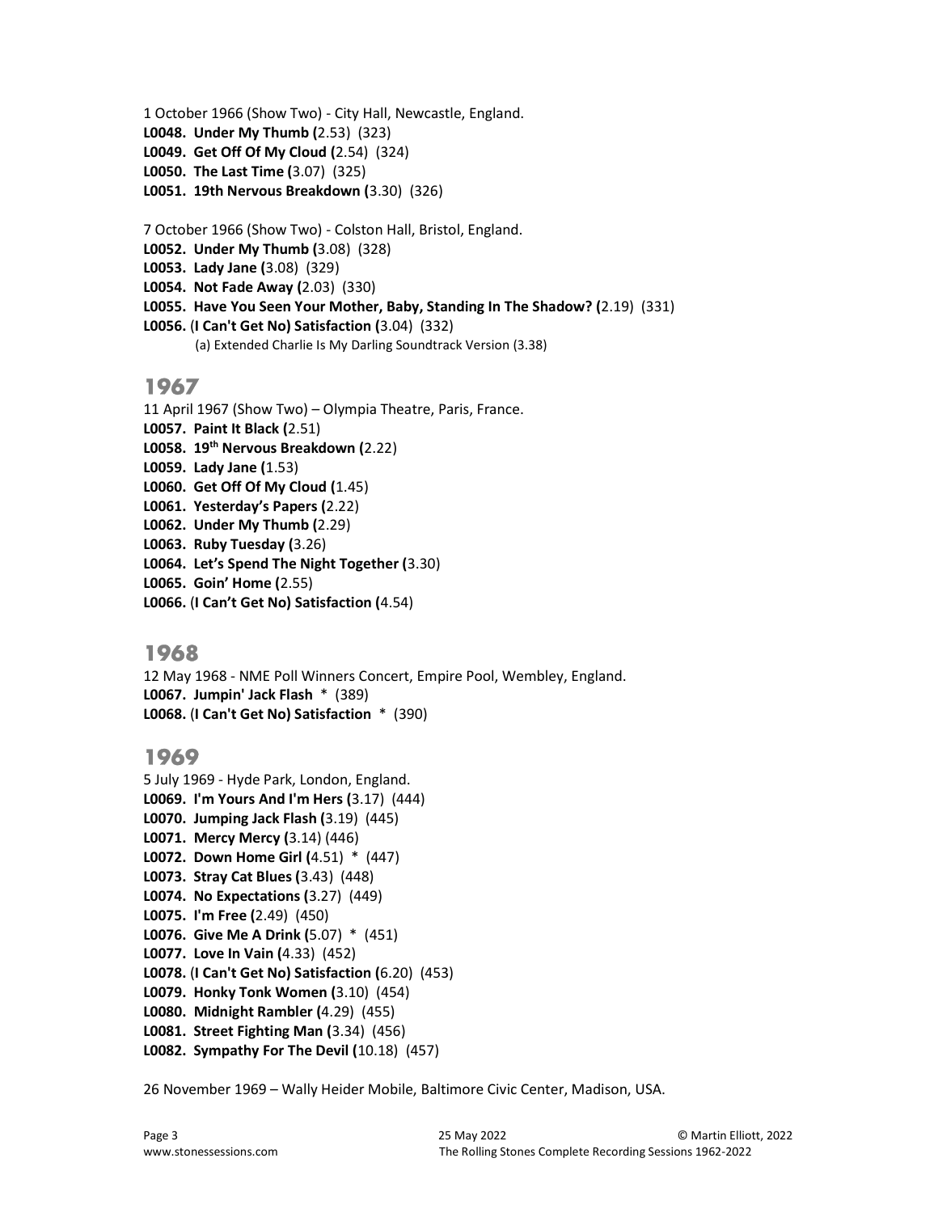1 October 1966 (Show Two) - City Hall, Newcastle, England.
**L0048. Under My Thumb (**2.53) (323)
**L0049. Get Off Of My Cloud (**2.54) (324)
**L0050. The Last Time (**3.07) (325)
**L0051. 19th Nervous Breakdown (**3.30) (326)

7 October 1966 (Show Two) - Colston Hall, Bristol, England.
**L0052. Under My Thumb (**3.08) (328)
**L0053. Lady Jane (**3.08) (329)
**L0054. Not Fade Away (**2.03) (330)
**L0055. Have You Seen Your Mother, Baby, Standing In The Shadow? (**2.19) (331)
**L0056. (I Can't Get No) Satisfaction (**3.04) (332)
(a) Extended Charlie Is My Darling Soundtrack Version (3.38)

## 1967

11 April 1967 (Show Two) – Olympia Theatre, Paris, France.
**L0057. Paint It Black (**2.51)
**L0058. 19th Nervous Breakdown (**2.22)
**L0059. Lady Jane (**1.53)
**L0060. Get Off Of My Cloud (**1.45)
**L0061. Yesterday's Papers (**2.22)
**L0062. Under My Thumb (**2.29)
**L0063. Ruby Tuesday (**3.26)
**L0064. Let's Spend The Night Together (**3.30)
**L0065. Goin' Home (**2.55)
**L0066. (I Can't Get No) Satisfaction (**4.54)

## 1968

12 May 1968 - NME Poll Winners Concert, Empire Pool, Wembley, England.
**L0067. Jumpin' Jack Flash** * (389)
**L0068. (I Can't Get No) Satisfaction** * (390)

## 1969

5 July 1969 - Hyde Park, London, England.
**L0069. I'm Yours And I'm Hers (**3.17) (444)
**L0070. Jumping Jack Flash (**3.19) (445)
**L0071. Mercy Mercy (**3.14) (446)
**L0072. Down Home Girl (**4.51) * (447)
**L0073. Stray Cat Blues (**3.43) (448)
**L0074. No Expectations (**3.27) (449)
**L0075. I'm Free (**2.49) (450)
**L0076. Give Me A Drink (**5.07) * (451)
**L0077. Love In Vain (**4.33) (452)
**L0078. (I Can't Get No) Satisfaction (**6.20) (453)
**L0079. Honky Tonk Women (**3.10) (454)
**L0080. Midnight Rambler (**4.29) (455)
**L0081. Street Fighting Man (**3.34) (456)
**L0082. Sympathy For The Devil (**10.18) (457)

26 November 1969 – Wally Heider Mobile, Baltimore Civic Center, Madison, USA.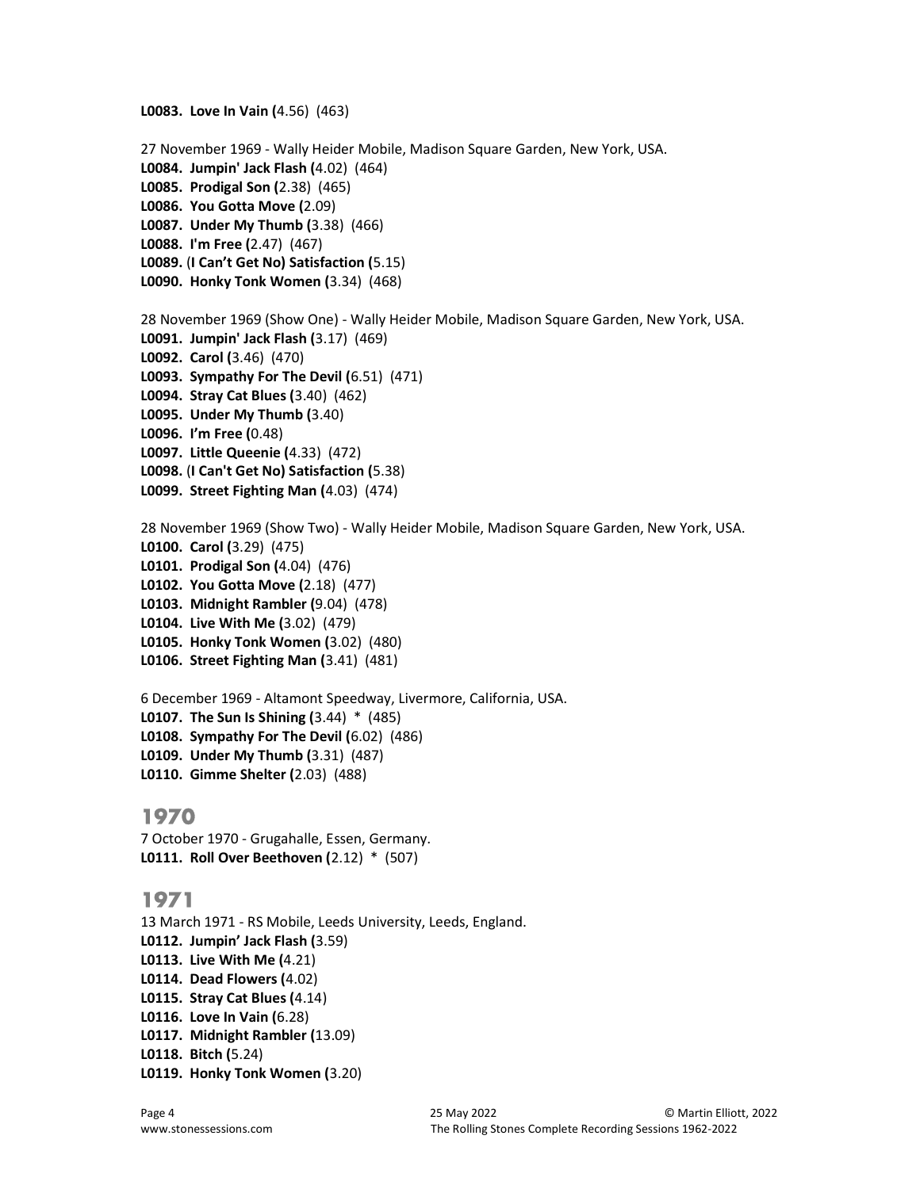**L0083. Love In Vain (**4.56) (463)

27 November 1969 - Wally Heider Mobile, Madison Square Garden, New York, USA.

**L0084. Jumpin' Jack Flash (**4.02) (464)
**L0085. Prodigal Son (**2.38) (465)
**L0086. You Gotta Move (**2.09)
**L0087. Under My Thumb (**3.38) (466)
**L0088. I'm Free (**2.47) (467)
**L0089. (I Can't Get No) Satisfaction (**5.15)
**L0090. Honky Tonk Women (**3.34) (468)

28 November 1969 (Show One) - Wally Heider Mobile, Madison Square Garden, New York, USA.

**L0091. Jumpin' Jack Flash (**3.17) (469)
**L0092. Carol (**3.46) (470)
**L0093. Sympathy For The Devil (**6.51) (471)
**L0094. Stray Cat Blues (**3.40) (462)
**L0095. Under My Thumb (**3.40)
**L0096. I'm Free (**0.48)
**L0097. Little Queenie (**4.33) (472)
**L0098. (I Can't Get No) Satisfaction (**5.38)
**L0099. Street Fighting Man (**4.03) (474)

28 November 1969 (Show Two) - Wally Heider Mobile, Madison Square Garden, New York, USA.

**L0100. Carol (**3.29) (475)
**L0101. Prodigal Son (**4.04) (476)
**L0102. You Gotta Move (**2.18) (477)
**L0103. Midnight Rambler (**9.04) (478)
**L0104. Live With Me (**3.02) (479)
**L0105. Honky Tonk Women (**3.02) (480)
**L0106. Street Fighting Man (**3.41) (481)

6 December 1969 - Altamont Speedway, Livermore, California, USA.

**L0107. The Sun Is Shining (**3.44) * (485)
**L0108. Sympathy For The Devil (**6.02) (486)
**L0109. Under My Thumb (**3.31) (487)
**L0110. Gimme Shelter (**2.03) (488)

## 1970

7 October 1970 - Grugahalle, Essen, Germany.

**L0111. Roll Over Beethoven (**2.12) * (507)

## 1971

13 March 1971 - RS Mobile, Leeds University, Leeds, England.

**L0112. Jumpin' Jack Flash (**3.59)
**L0113. Live With Me (**4.21)
**L0114. Dead Flowers (**4.02)
**L0115. Stray Cat Blues (**4.14)
**L0116. Love In Vain (**6.28)
**L0117. Midnight Rambler (**13.09)
**L0118. Bitch (**5.24)
**L0119. Honky Tonk Women (**3.20)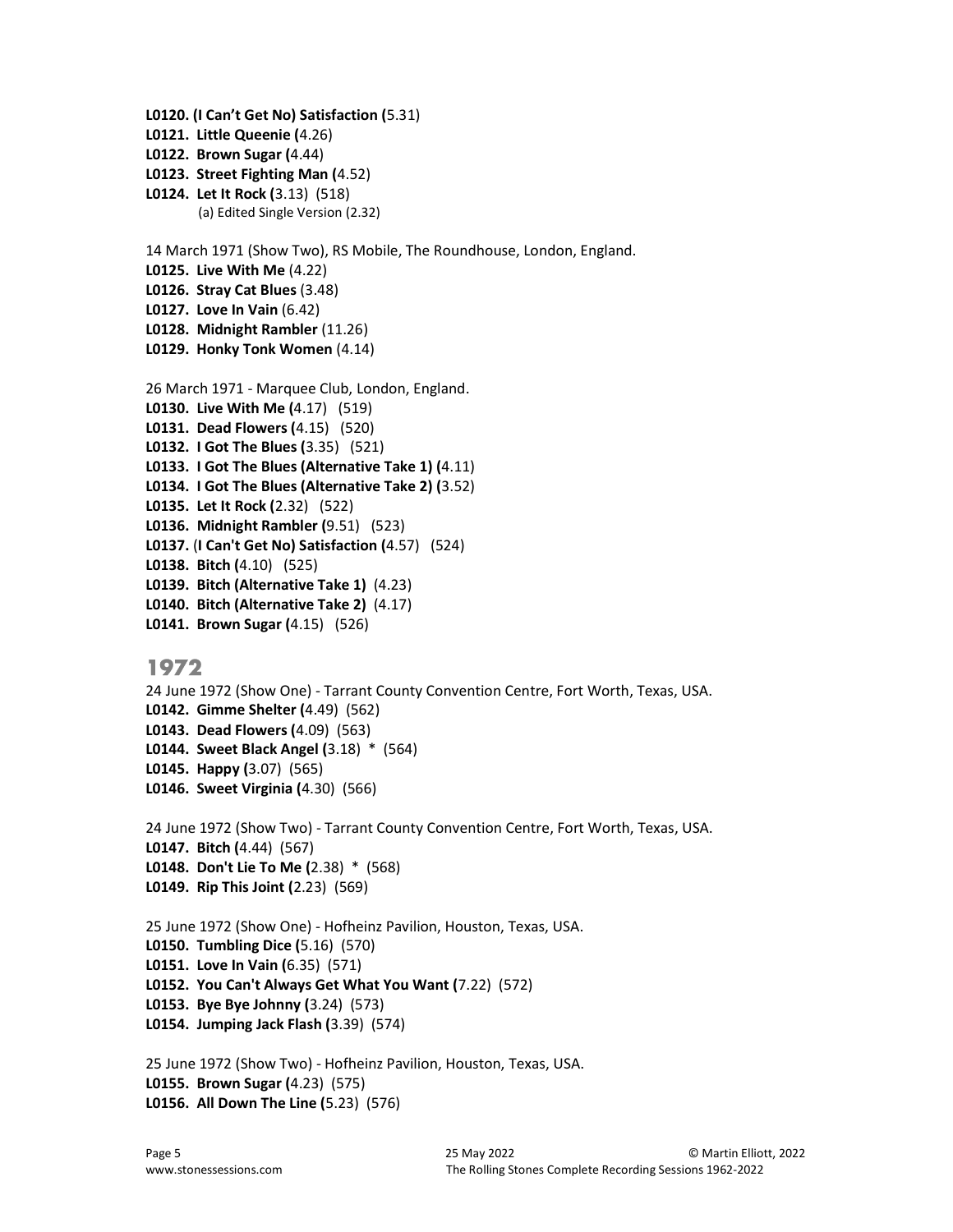**L0120. (I Can't Get No) Satisfaction (**5.31)
**L0121. Little Queenie (**4.26)
**L0122. Brown Sugar (**4.44)
**L0123. Street Fighting Man (**4.52)
**L0124. Let It Rock (**3.13) (518)
(a) Edited Single Version (2.32)

14 March 1971 (Show Two), RS Mobile, The Roundhouse, London, England.
**L0125. Live With Me** (4.22)
**L0126. Stray Cat Blues** (3.48)
**L0127. Love In Vain** (6.42)
**L0128. Midnight Rambler** (11.26)
**L0129. Honky Tonk Women** (4.14)

26 March 1971 - Marquee Club, London, England.
**L0130. Live With Me (**4.17) (519)
**L0131. Dead Flowers (**4.15) (520)
**L0132. I Got The Blues (**3.35) (521)
**L0133. I Got The Blues (Alternative Take 1) (**4.11)
**L0134. I Got The Blues (Alternative Take 2) (**3.52)
**L0135. Let It Rock (**2.32) (522)
**L0136. Midnight Rambler (**9.51) (523)
**L0137. (I Can't Get No) Satisfaction (**4.57) (524)
**L0138. Bitch (**4.10) (525)
**L0139. Bitch (Alternative Take 1)** (4.23)
**L0140. Bitch (Alternative Take 2)** (4.17)
**L0141. Brown Sugar (**4.15) (526)

## 1972

24 June 1972 (Show One) - Tarrant County Convention Centre, Fort Worth, Texas, USA.
**L0142. Gimme Shelter (**4.49) (562)
**L0143. Dead Flowers (**4.09) (563)
**L0144. Sweet Black Angel (**3.18) * (564)
**L0145. Happy (**3.07) (565)
**L0146. Sweet Virginia (**4.30) (566)

24 June 1972 (Show Two) - Tarrant County Convention Centre, Fort Worth, Texas, USA.
**L0147. Bitch (**4.44) (567)
**L0148. Don't Lie To Me (**2.38) * (568)
**L0149. Rip This Joint (**2.23) (569)

25 June 1972 (Show One) - Hofheinz Pavilion, Houston, Texas, USA.
**L0150. Tumbling Dice (**5.16) (570)
**L0151. Love In Vain (**6.35) (571)
**L0152. You Can't Always Get What You Want (**7.22) (572)
**L0153. Bye Bye Johnny (**3.24) (573)
**L0154. Jumping Jack Flash (**3.39) (574)

25 June 1972 (Show Two) - Hofheinz Pavilion, Houston, Texas, USA.
**L0155. Brown Sugar (**4.23) (575)
**L0156. All Down The Line (**5.23) (576)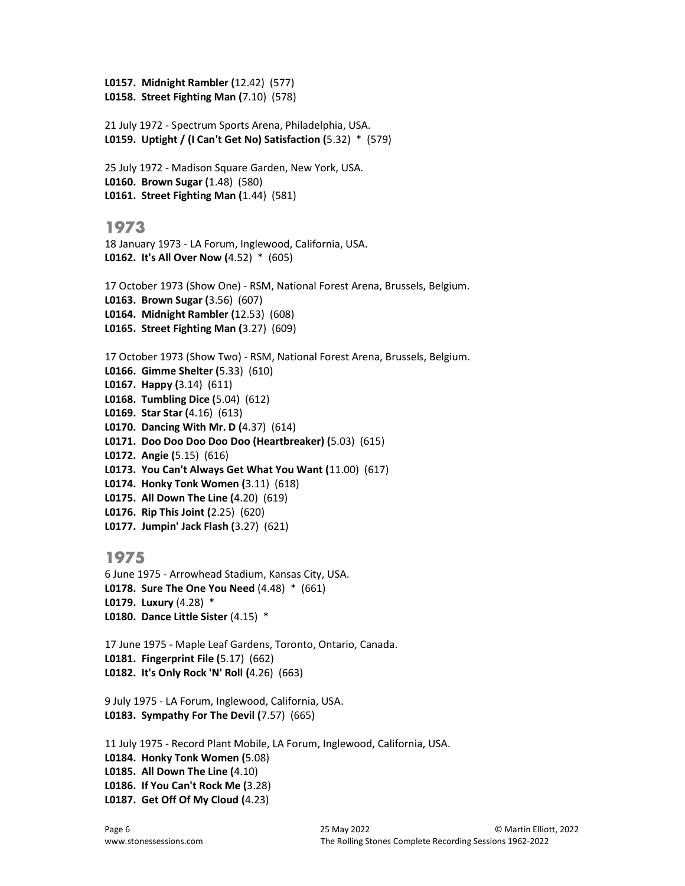**L0157. Midnight Rambler (**12.42) (577)
**L0158. Street Fighting Man (**7.10) (578)

21 July 1972 - Spectrum Sports Arena, Philadelphia, USA.
**L0159. Uptight / (I Can't Get No) Satisfaction (**5.32) * (579)

25 July 1972 - Madison Square Garden, New York, USA.
**L0160. Brown Sugar (**1.48) (580)
**L0161. Street Fighting Man (**1.44) (581)

## 1973

18 January 1973 - LA Forum, Inglewood, California, USA.
**L0162. It's All Over Now (**4.52) * (605)

17 October 1973 (Show One) - RSM, National Forest Arena, Brussels, Belgium.
**L0163. Brown Sugar (**3.56) (607)
**L0164. Midnight Rambler (**12.53) (608)
**L0165. Street Fighting Man (**3.27) (609)

17 October 1973 (Show Two) - RSM, National Forest Arena, Brussels, Belgium.
**L0166. Gimme Shelter (**5.33) (610)
**L0167. Happy (**3.14) (611)
**L0168. Tumbling Dice (**5.04) (612)
**L0169. Star Star (**4.16) (613)
**L0170. Dancing With Mr. D (**4.37) (614)
**L0171. Doo Doo Doo Doo Doo (Heartbreaker) (**5.03) (615)
**L0172. Angie (**5.15) (616)
**L0173. You Can't Always Get What You Want (**11.00) (617)
**L0174. Honky Tonk Women (**3.11) (618)
**L0175. All Down The Line (**4.20) (619)
**L0176. Rip This Joint (**2.25) (620)
**L0177. Jumpin' Jack Flash (**3.27) (621)

## 1975

6 June 1975 - Arrowhead Stadium, Kansas City, USA.
**L0178. Sure The One You Need** (4.48) * (661)
**L0179. Luxury** (4.28) *
**L0180. Dance Little Sister** (4.15) *

17 June 1975 - Maple Leaf Gardens, Toronto, Ontario, Canada.
**L0181. Fingerprint File (**5.17) (662)
**L0182. It's Only Rock 'N' Roll (**4.26) (663)

9 July 1975 - LA Forum, Inglewood, California, USA.
**L0183. Sympathy For The Devil (**7.57) (665)

11 July 1975 - Record Plant Mobile, LA Forum, Inglewood, California, USA.
**L0184. Honky Tonk Women (**5.08)
**L0185. All Down The Line (**4.10)
**L0186. If You Can't Rock Me (**3.28)
**L0187. Get Off Of My Cloud (**4.23)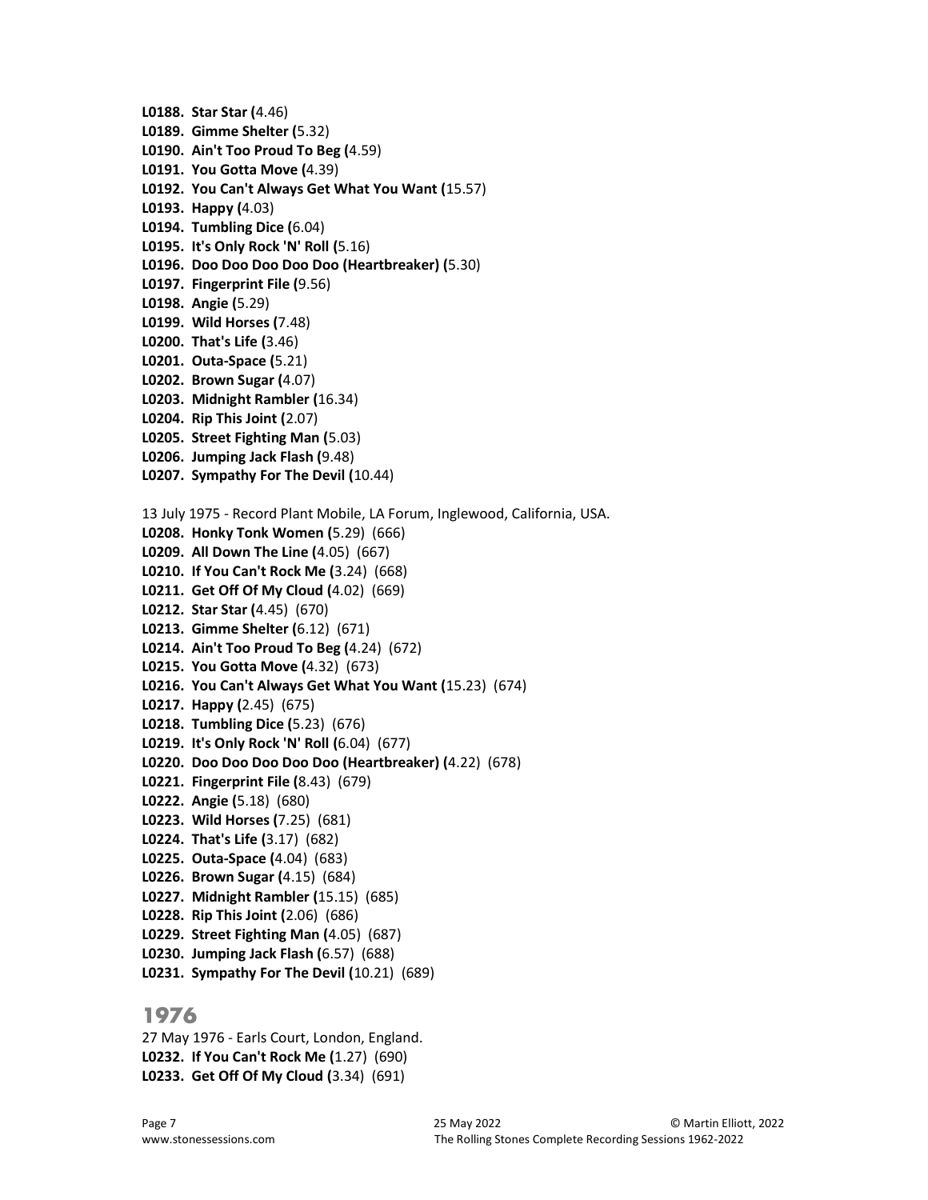**L0188. Star Star (**4.46)
**L0189. Gimme Shelter (**5.32)
**L0190. Ain't Too Proud To Beg (**4.59)
**L0191. You Gotta Move (**4.39)
**L0192. You Can't Always Get What You Want (**15.57)
**L0193. Happy (**4.03)
**L0194. Tumbling Dice (**6.04)
**L0195. It's Only Rock 'N' Roll (**5.16)
**L0196. Doo Doo Doo Doo Doo (Heartbreaker) (**5.30)
**L0197. Fingerprint File (**9.56)
**L0198. Angie (**5.29)
**L0199. Wild Horses (**7.48)
**L0200. That's Life (**3.46)
**L0201. Outa-Space (**5.21)
**L0202. Brown Sugar (**4.07)
**L0203. Midnight Rambler (**16.34)
**L0204. Rip This Joint (**2.07)
**L0205. Street Fighting Man (**5.03)
**L0206. Jumping Jack Flash (**9.48)
**L0207. Sympathy For The Devil (**10.44)

13 July 1975 - Record Plant Mobile, LA Forum, Inglewood, California, USA.
**L0208. Honky Tonk Women (**5.29) (666)
**L0209. All Down The Line (**4.05) (667)
**L0210. If You Can't Rock Me (**3.24) (668)
**L0211. Get Off Of My Cloud (**4.02) (669)
**L0212. Star Star (**4.45) (670)
**L0213. Gimme Shelter (**6.12) (671)
**L0214. Ain't Too Proud To Beg (**4.24) (672)
**L0215. You Gotta Move (**4.32) (673)
**L0216. You Can't Always Get What You Want (**15.23) (674)
**L0217. Happy (**2.45) (675)
**L0218. Tumbling Dice (**5.23) (676)
**L0219. It's Only Rock 'N' Roll (**6.04) (677)
**L0220. Doo Doo Doo Doo Doo (Heartbreaker) (**4.22) (678)
**L0221. Fingerprint File (**8.43) (679)
**L0222. Angie (**5.18) (680)
**L0223. Wild Horses (**7.25) (681)
**L0224. That's Life (**3.17) (682)
**L0225. Outa-Space (**4.04) (683)
**L0226. Brown Sugar (**4.15) (684)
**L0227. Midnight Rambler (**15.15) (685)
**L0228. Rip This Joint (**2.06) (686)
**L0229. Street Fighting Man (**4.05) (687)
**L0230. Jumping Jack Flash (**6.57) (688)
**L0231. Sympathy For The Devil (**10.21) (689)

## 1976

27 May 1976 - Earls Court, London, England.
**L0232. If You Can't Rock Me (**1.27) (690)
**L0233. Get Off Of My Cloud (**3.34) (691)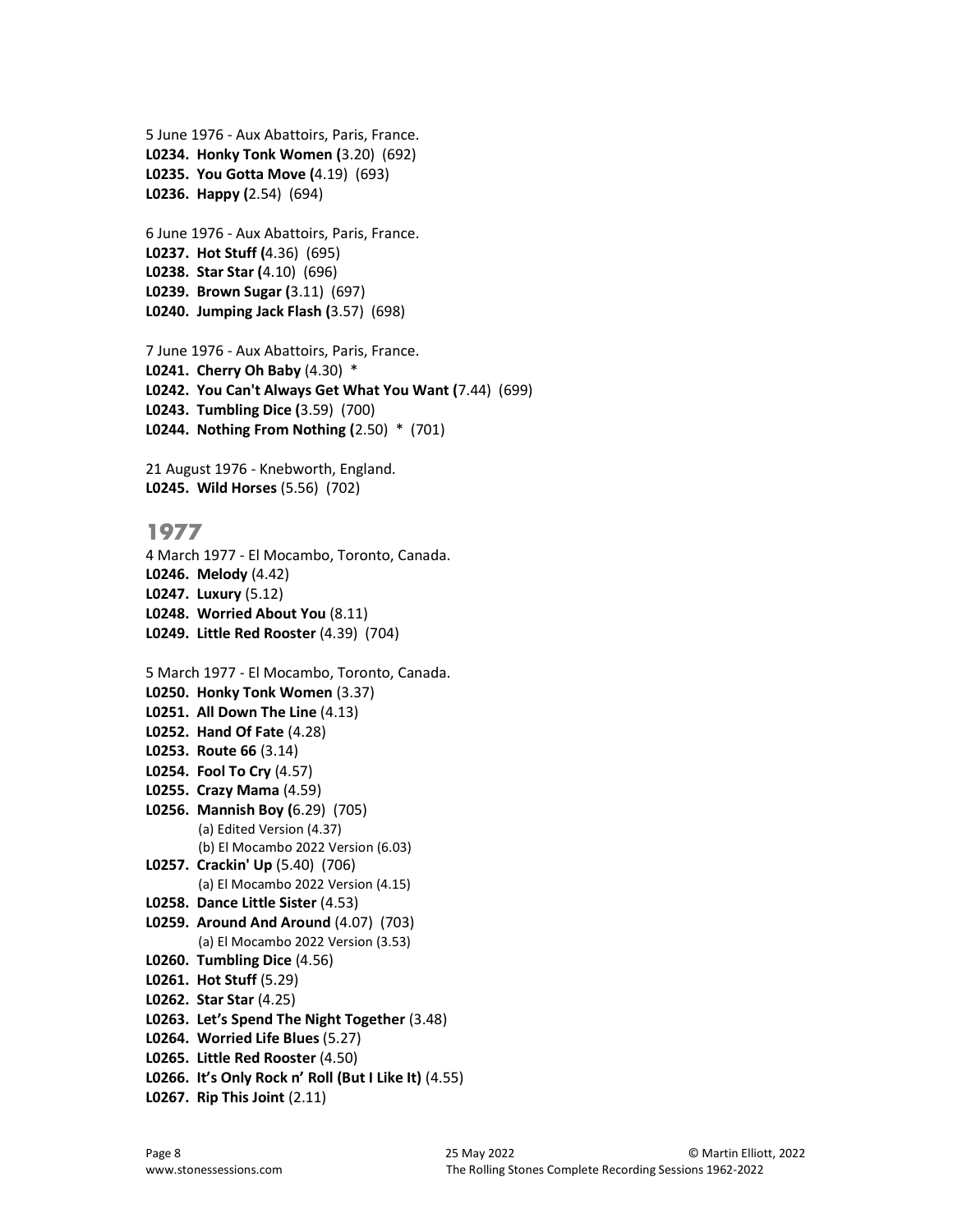5 June 1976 - Aux Abattoirs, Paris, France.
**L0234. Honky Tonk Women (**3.20) (692)
**L0235. You Gotta Move (**4.19) (693)
**L0236. Happy (**2.54) (694)

6 June 1976 - Aux Abattoirs, Paris, France.
**L0237. Hot Stuff (**4.36) (695)
**L0238. Star Star (**4.10) (696)
**L0239. Brown Sugar (**3.11) (697)
**L0240. Jumping Jack Flash (**3.57) (698)

7 June 1976 - Aux Abattoirs, Paris, France.
**L0241. Cherry Oh Baby** (4.30) *
**L0242. You Can't Always Get What You Want (**7.44) (699)
**L0243. Tumbling Dice (**3.59) (700)
**L0244. Nothing From Nothing (**2.50) * (701)

21 August 1976 - Knebworth, England.
**L0245. Wild Horses** (5.56) (702)

## 1977

4 March 1977 - El Mocambo, Toronto, Canada.
**L0246. Melody** (4.42)
**L0247. Luxury** (5.12)
**L0248. Worried About You** (8.11)
**L0249. Little Red Rooster** (4.39) (704)

5 March 1977 - El Mocambo, Toronto, Canada.
**L0250. Honky Tonk Women** (3.37)
**L0251. All Down The Line** (4.13)
**L0252. Hand Of Fate** (4.28)
**L0253. Route 66** (3.14)
**L0254. Fool To Cry** (4.57)
**L0255. Crazy Mama** (4.59)
**L0256. Mannish Boy (**6.29) (705)
  (a) Edited Version (4.37)
  (b) El Mocambo 2022 Version (6.03)
**L0257. Crackin' Up** (5.40) (706)
  (a) El Mocambo 2022 Version (4.15)
**L0258. Dance Little Sister** (4.53)
**L0259. Around And Around** (4.07) (703)
  (a) El Mocambo 2022 Version (3.53)
**L0260. Tumbling Dice** (4.56)
**L0261. Hot Stuff** (5.29)
**L0262. Star Star** (4.25)
**L0263. Let's Spend The Night Together** (3.48)
**L0264. Worried Life Blues** (5.27)
**L0265. Little Red Rooster** (4.50)
**L0266. It's Only Rock n' Roll (But I Like It)** (4.55)
**L0267. Rip This Joint** (2.11)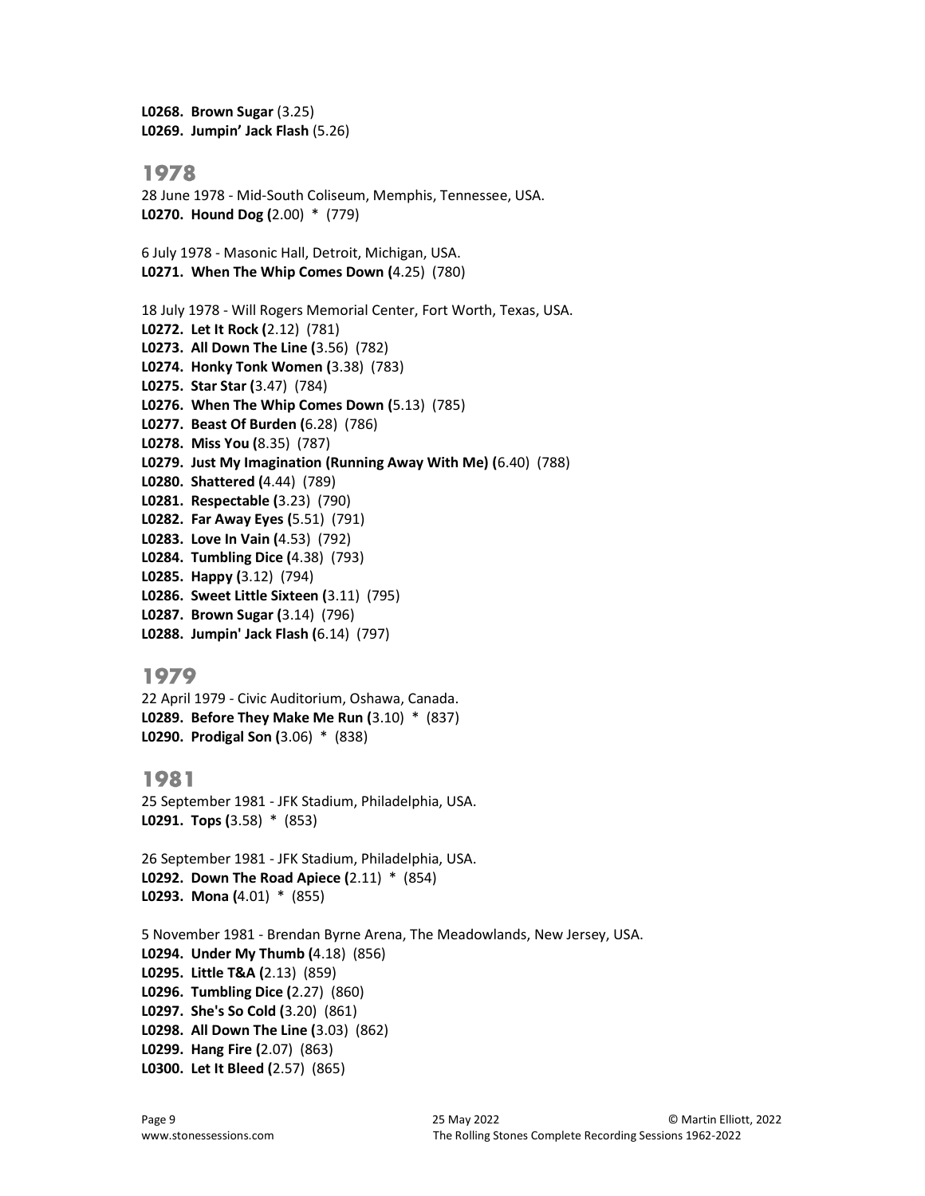**L0268. Brown Sugar** (3.25)
**L0269. Jumpin' Jack Flash** (5.26)

## 1978

28 June 1978 - Mid-South Coliseum, Memphis, Tennessee, USA.
**L0270. Hound Dog (**2.00) * (779)

6 July 1978 - Masonic Hall, Detroit, Michigan, USA.
**L0271. When The Whip Comes Down (**4.25) (780)

18 July 1978 - Will Rogers Memorial Center, Fort Worth, Texas, USA.
**L0272. Let It Rock (**2.12) (781)
**L0273. All Down The Line (**3.56) (782)
**L0274. Honky Tonk Women (**3.38) (783)
**L0275. Star Star (**3.47) (784)
**L0276. When The Whip Comes Down (**5.13) (785)
**L0277. Beast Of Burden (**6.28) (786)
**L0278. Miss You (**8.35) (787)
**L0279. Just My Imagination (Running Away With Me) (**6.40) (788)
**L0280. Shattered (**4.44) (789)
**L0281. Respectable (**3.23) (790)
**L0282. Far Away Eyes (**5.51) (791)
**L0283. Love In Vain (**4.53) (792)
**L0284. Tumbling Dice (**4.38) (793)
**L0285. Happy (**3.12) (794)
**L0286. Sweet Little Sixteen (**3.11) (795)
**L0287. Brown Sugar (**3.14) (796)
**L0288. Jumpin' Jack Flash (**6.14) (797)

## 1979

22 April 1979 - Civic Auditorium, Oshawa, Canada.
**L0289. Before They Make Me Run (**3.10) * (837)
**L0290. Prodigal Son (**3.06) * (838)

## 1981

25 September 1981 - JFK Stadium, Philadelphia, USA.
**L0291. Tops (**3.58) * (853)

26 September 1981 - JFK Stadium, Philadelphia, USA.
**L0292. Down The Road Apiece (**2.11) * (854)
**L0293. Mona (**4.01) * (855)

5 November 1981 - Brendan Byrne Arena, The Meadowlands, New Jersey, USA.
**L0294. Under My Thumb (**4.18) (856)
**L0295. Little T&A (**2.13) (859)
**L0296. Tumbling Dice (**2.27) (860)
**L0297. She's So Cold (**3.20) (861)
**L0298. All Down The Line (**3.03) (862)
**L0299. Hang Fire (**2.07) (863)
**L0300. Let It Bleed (**2.57) (865)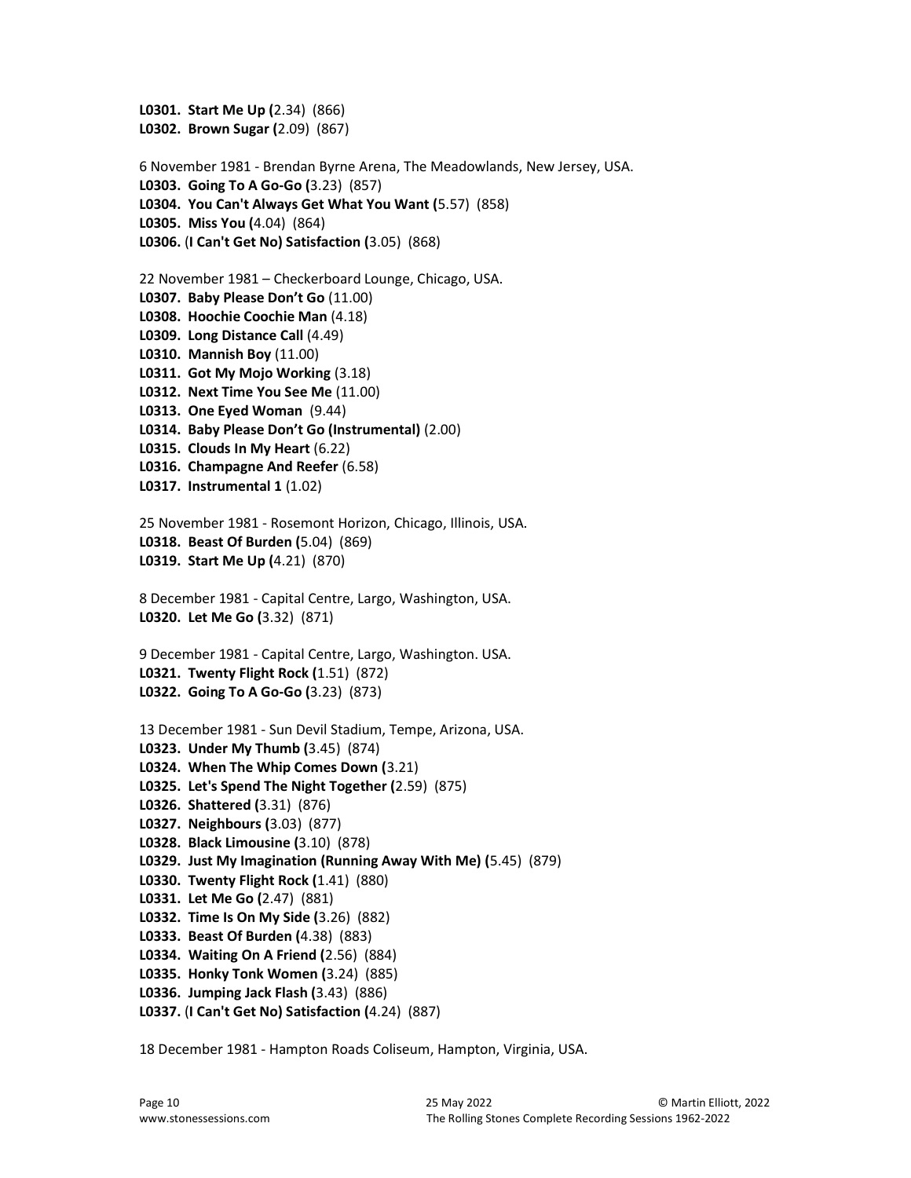**L0301. Start Me Up (**2.34) (866)
**L0302. Brown Sugar (**2.09) (867)

6 November 1981 - Brendan Byrne Arena, The Meadowlands, New Jersey, USA.
**L0303. Going To A Go-Go (**3.23) (857)
**L0304. You Can't Always Get What You Want (**5.57) (858)
**L0305. Miss You (**4.04) (864)
**L0306. (I Can't Get No) Satisfaction (**3.05) (868)

22 November 1981 – Checkerboard Lounge, Chicago, USA.
**L0307. Baby Please Don't Go** (11.00)
**L0308. Hoochie Coochie Man** (4.18)
**L0309. Long Distance Call** (4.49)
**L0310. Mannish Boy** (11.00)
**L0311. Got My Mojo Working** (3.18)
**L0312. Next Time You See Me** (11.00)
**L0313. One Eyed Woman** (9.44)
**L0314. Baby Please Don't Go (Instrumental)** (2.00)
**L0315. Clouds In My Heart** (6.22)
**L0316. Champagne And Reefer** (6.58)
**L0317. Instrumental 1** (1.02)

25 November 1981 - Rosemont Horizon, Chicago, Illinois, USA.
**L0318. Beast Of Burden (**5.04) (869)
**L0319. Start Me Up (**4.21) (870)

8 December 1981 - Capital Centre, Largo, Washington, USA.
**L0320. Let Me Go (**3.32) (871)

9 December 1981 - Capital Centre, Largo, Washington. USA.
**L0321. Twenty Flight Rock (**1.51) (872)
**L0322. Going To A Go-Go (**3.23) (873)

13 December 1981 - Sun Devil Stadium, Tempe, Arizona, USA.
**L0323. Under My Thumb (**3.45) (874)
**L0324. When The Whip Comes Down (**3.21)
**L0325. Let's Spend The Night Together (**2.59) (875)
**L0326. Shattered (**3.31) (876)
**L0327. Neighbours (**3.03) (877)
**L0328. Black Limousine (**3.10) (878)
**L0329. Just My Imagination (Running Away With Me) (**5.45) (879)
**L0330. Twenty Flight Rock (**1.41) (880)
**L0331. Let Me Go (**2.47) (881)
**L0332. Time Is On My Side (**3.26) (882)
**L0333. Beast Of Burden (**4.38) (883)
**L0334. Waiting On A Friend (**2.56) (884)
**L0335. Honky Tonk Women (**3.24) (885)
**L0336. Jumping Jack Flash (**3.43) (886)
**L0337. (I Can't Get No) Satisfaction (**4.24) (887)

18 December 1981 - Hampton Roads Coliseum, Hampton, Virginia, USA.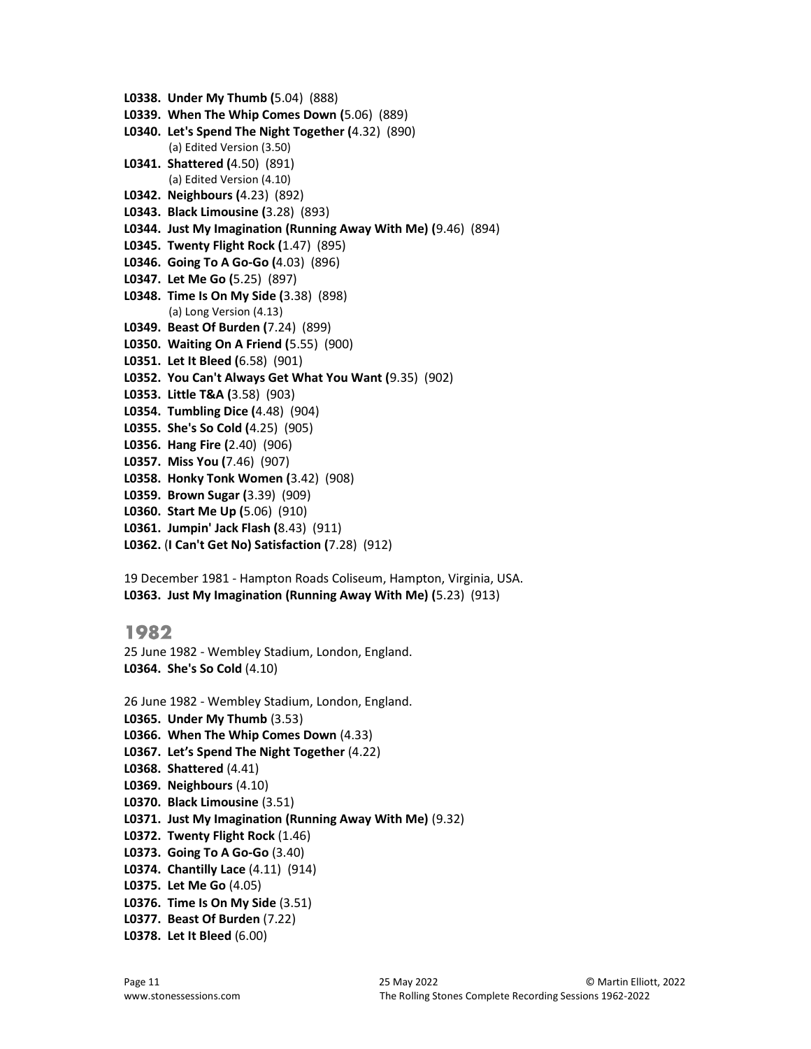**L0338. Under My Thumb (**5.04) (888)
**L0339. When The Whip Comes Down (**5.06) (889)
**L0340. Let's Spend The Night Together (**4.32) (890)
(a) Edited Version (3.50)
**L0341. Shattered (**4.50) (891)
(a) Edited Version (4.10)
**L0342. Neighbours (**4.23) (892)
**L0343. Black Limousine (**3.28) (893)
**L0344. Just My Imagination (Running Away With Me) (**9.46) (894)
**L0345. Twenty Flight Rock (**1.47) (895)
**L0346. Going To A Go-Go (**4.03) (896)
**L0347. Let Me Go (**5.25) (897)
**L0348. Time Is On My Side (**3.38) (898)
(a) Long Version (4.13)
**L0349. Beast Of Burden (**7.24) (899)
**L0350. Waiting On A Friend (**5.55) (900)
**L0351. Let It Bleed (**6.58) (901)
**L0352. You Can't Always Get What You Want (**9.35) (902)
**L0353. Little T&A (**3.58) (903)
**L0354. Tumbling Dice (**4.48) (904)
**L0355. She's So Cold (**4.25) (905)
**L0356. Hang Fire (**2.40) (906)
**L0357. Miss You (**7.46) (907)
**L0358. Honky Tonk Women (**3.42) (908)
**L0359. Brown Sugar (**3.39) (909)
**L0360. Start Me Up (**5.06) (910)
**L0361. Jumpin' Jack Flash (**8.43) (911)
**L0362. (I Can't Get No) Satisfaction (**7.28) (912)

19 December 1981 - Hampton Roads Coliseum, Hampton, Virginia, USA.
**L0363. Just My Imagination (Running Away With Me) (**5.23) (913)

## 1982

25 June 1982 - Wembley Stadium, London, England.
**L0364. She's So Cold** (4.10)

26 June 1982 - Wembley Stadium, London, England.
**L0365. Under My Thumb** (3.53)
**L0366. When The Whip Comes Down** (4.33)
**L0367. Let's Spend The Night Together** (4.22)
**L0368. Shattered** (4.41)
**L0369. Neighbours** (4.10)
**L0370. Black Limousine** (3.51)
**L0371. Just My Imagination (Running Away With Me)** (9.32)
**L0372. Twenty Flight Rock** (1.46)
**L0373. Going To A Go-Go** (3.40)
**L0374. Chantilly Lace** (4.11) (914)
**L0375. Let Me Go** (4.05)
**L0376. Time Is On My Side** (3.51)
**L0377. Beast Of Burden** (7.22)
**L0378. Let It Bleed** (6.00)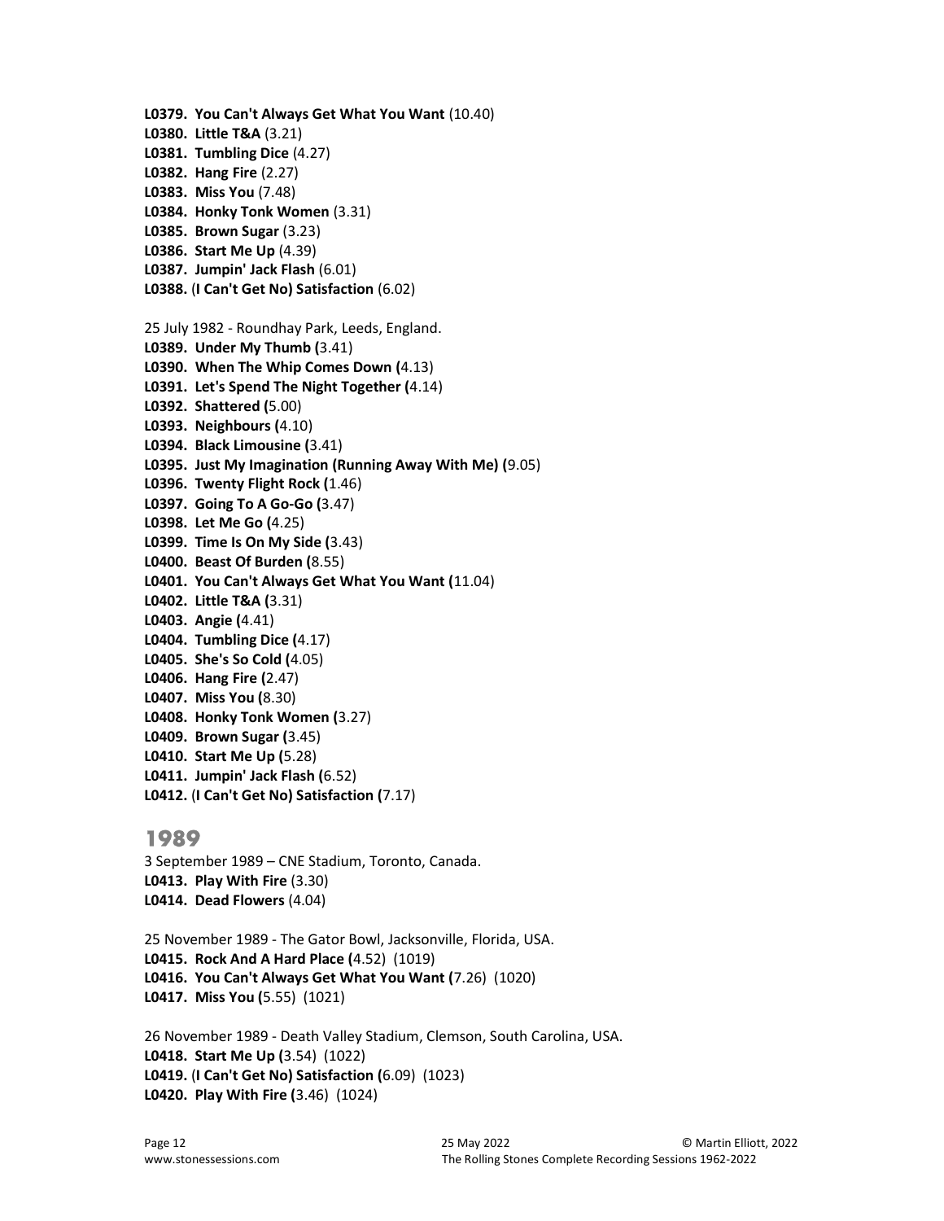**L0379. You Can't Always Get What You Want** (10.40)
**L0380. Little T&A** (3.21)
**L0381. Tumbling Dice** (4.27)
**L0382. Hang Fire** (2.27)
**L0383. Miss You** (7.48)
**L0384. Honky Tonk Women** (3.31)
**L0385. Brown Sugar** (3.23)
**L0386. Start Me Up** (4.39)
**L0387. Jumpin' Jack Flash** (6.01)
**L0388. (I Can't Get No) Satisfaction** (6.02)

25 July 1982 - Roundhay Park, Leeds, England.
**L0389. Under My Thumb (**3.41)
**L0390. When The Whip Comes Down (**4.13)
**L0391. Let's Spend The Night Together (**4.14)
**L0392. Shattered (**5.00)
**L0393. Neighbours (**4.10)
**L0394. Black Limousine (**3.41)
**L0395. Just My Imagination (Running Away With Me) (**9.05)
**L0396. Twenty Flight Rock (**1.46)
**L0397. Going To A Go-Go (**3.47)
**L0398. Let Me Go (**4.25)
**L0399. Time Is On My Side (**3.43)
**L0400. Beast Of Burden (**8.55)
**L0401. You Can't Always Get What You Want (**11.04)
**L0402. Little T&A (**3.31)
**L0403. Angie (**4.41)
**L0404. Tumbling Dice (**4.17)
**L0405. She's So Cold (**4.05)
**L0406. Hang Fire (**2.47)
**L0407. Miss You (**8.30)
**L0408. Honky Tonk Women (**3.27)
**L0409. Brown Sugar (**3.45)
**L0410. Start Me Up (**5.28)
**L0411. Jumpin' Jack Flash (**6.52)
**L0412. (I Can't Get No) Satisfaction (**7.17)

## 1989

3 September 1989 – CNE Stadium, Toronto, Canada.
**L0413. Play With Fire** (3.30)
**L0414. Dead Flowers** (4.04)

25 November 1989 - The Gator Bowl, Jacksonville, Florida, USA.
**L0415. Rock And A Hard Place (**4.52) (1019)
**L0416. You Can't Always Get What You Want (**7.26) (1020)
**L0417. Miss You (**5.55) (1021)

26 November 1989 - Death Valley Stadium, Clemson, South Carolina, USA.
**L0418. Start Me Up (**3.54) (1022)
**L0419. (I Can't Get No) Satisfaction (**6.09) (1023)
**L0420. Play With Fire (**3.46) (1024)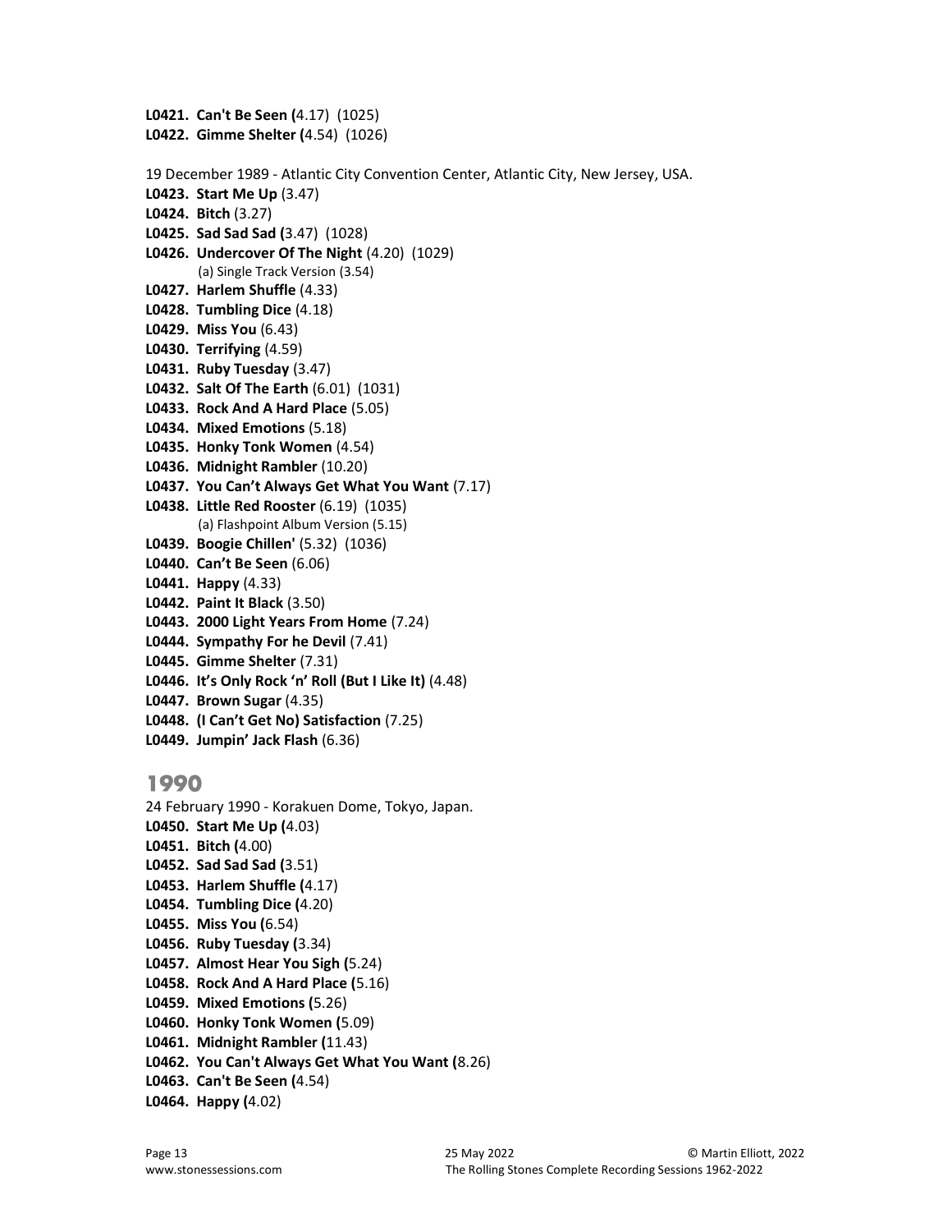**L0421. Can't Be Seen (**4.17) (1025)
**L0422. Gimme Shelter (**4.54) (1026)

19 December 1989 - Atlantic City Convention Center, Atlantic City, New Jersey, USA.

**L0423. Start Me Up** (3.47)
**L0424. Bitch** (3.27)
**L0425. Sad Sad Sad (**3.47) (1028)
**L0426. Undercover Of The Night** (4.20) (1029)
(a) Single Track Version (3.54)
**L0427. Harlem Shuffle** (4.33)
**L0428. Tumbling Dice** (4.18)
**L0429. Miss You** (6.43)
**L0430. Terrifying** (4.59)
**L0431. Ruby Tuesday** (3.47)
**L0432. Salt Of The Earth** (6.01) (1031)
**L0433. Rock And A Hard Place** (5.05)
**L0434. Mixed Emotions** (5.18)
**L0435. Honky Tonk Women** (4.54)
**L0436. Midnight Rambler** (10.20)
**L0437. You Can't Always Get What You Want** (7.17)
**L0438. Little Red Rooster** (6.19) (1035)
(a) Flashpoint Album Version (5.15)
**L0439. Boogie Chillen'** (5.32) (1036)
**L0440. Can't Be Seen** (6.06)
**L0441. Happy** (4.33)
**L0442. Paint It Black** (3.50)
**L0443. 2000 Light Years From Home** (7.24)
**L0444. Sympathy For he Devil** (7.41)
**L0445. Gimme Shelter** (7.31)
**L0446. It's Only Rock 'n' Roll (But I Like It)** (4.48)
**L0447. Brown Sugar** (4.35)
**L0448. (I Can't Get No) Satisfaction** (7.25)
**L0449. Jumpin' Jack Flash** (6.36)

## 1990

24 February 1990 - Korakuen Dome, Tokyo, Japan.

**L0450. Start Me Up (**4.03)
**L0451. Bitch (**4.00)
**L0452. Sad Sad Sad (**3.51)
**L0453. Harlem Shuffle (**4.17)
**L0454. Tumbling Dice (**4.20)
**L0455. Miss You (**6.54)
**L0456. Ruby Tuesday (**3.34)
**L0457. Almost Hear You Sigh (**5.24)
**L0458. Rock And A Hard Place (**5.16)
**L0459. Mixed Emotions (**5.26)
**L0460. Honky Tonk Women (**5.09)
**L0461. Midnight Rambler (**11.43)
**L0462. You Can't Always Get What You Want (**8.26)
**L0463. Can't Be Seen (**4.54)
**L0464. Happy (**4.02)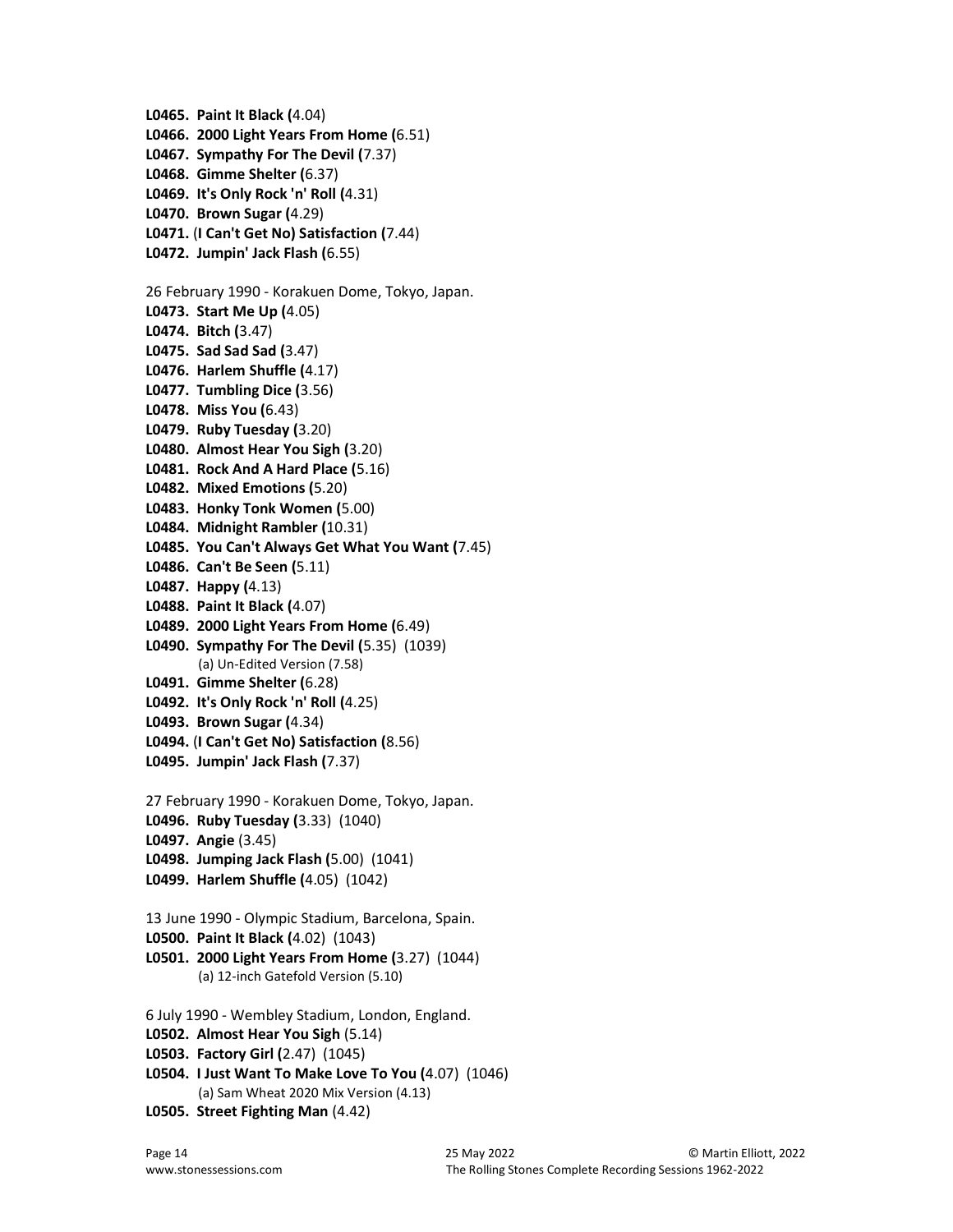**L0465. Paint It Black (**4.04)
**L0466. 2000 Light Years From Home (**6.51)
**L0467. Sympathy For The Devil (**7.37)
**L0468. Gimme Shelter (**6.37)
**L0469. It's Only Rock 'n' Roll (**4.31)
**L0470. Brown Sugar (**4.29)
**L0471. (I Can't Get No) Satisfaction (**7.44)
**L0472. Jumpin' Jack Flash (**6.55)

26 February 1990 - Korakuen Dome, Tokyo, Japan.
**L0473. Start Me Up (**4.05)
**L0474. Bitch (**3.47)
**L0475. Sad Sad Sad (**3.47)
**L0476. Harlem Shuffle (**4.17)
**L0477. Tumbling Dice (**3.56)
**L0478. Miss You (**6.43)
**L0479. Ruby Tuesday (**3.20)
**L0480. Almost Hear You Sigh (**3.20)
**L0481. Rock And A Hard Place (**5.16)
**L0482. Mixed Emotions (**5.20)
**L0483. Honky Tonk Women (**5.00)
**L0484. Midnight Rambler (**10.31)
**L0485. You Can't Always Get What You Want (**7.45)
**L0486. Can't Be Seen (**5.11)
**L0487. Happy (**4.13)
**L0488. Paint It Black (**4.07)
**L0489. 2000 Light Years From Home (**6.49)
**L0490. Sympathy For The Devil (**5.35) (1039)
(a) Un-Edited Version (7.58)
**L0491. Gimme Shelter (**6.28)
**L0492. It's Only Rock 'n' Roll (**4.25)
**L0493. Brown Sugar (**4.34)
**L0494. (I Can't Get No) Satisfaction (**8.56)
**L0495. Jumpin' Jack Flash (**7.37)

27 February 1990 - Korakuen Dome, Tokyo, Japan.
**L0496. Ruby Tuesday (**3.33) (1040)
**L0497. Angie** (3.45)
**L0498. Jumping Jack Flash (**5.00) (1041)
**L0499. Harlem Shuffle (**4.05) (1042)

13 June 1990 - Olympic Stadium, Barcelona, Spain.
**L0500. Paint It Black (**4.02) (1043)
**L0501. 2000 Light Years From Home (**3.27) (1044)
(a) 12-inch Gatefold Version (5.10)

6 July 1990 - Wembley Stadium, London, England.
**L0502. Almost Hear You Sigh** (5.14)
**L0503. Factory Girl (**2.47) (1045)
**L0504. I Just Want To Make Love To You (**4.07) (1046)
(a) Sam Wheat 2020 Mix Version (4.13)
**L0505. Street Fighting Man** (4.42)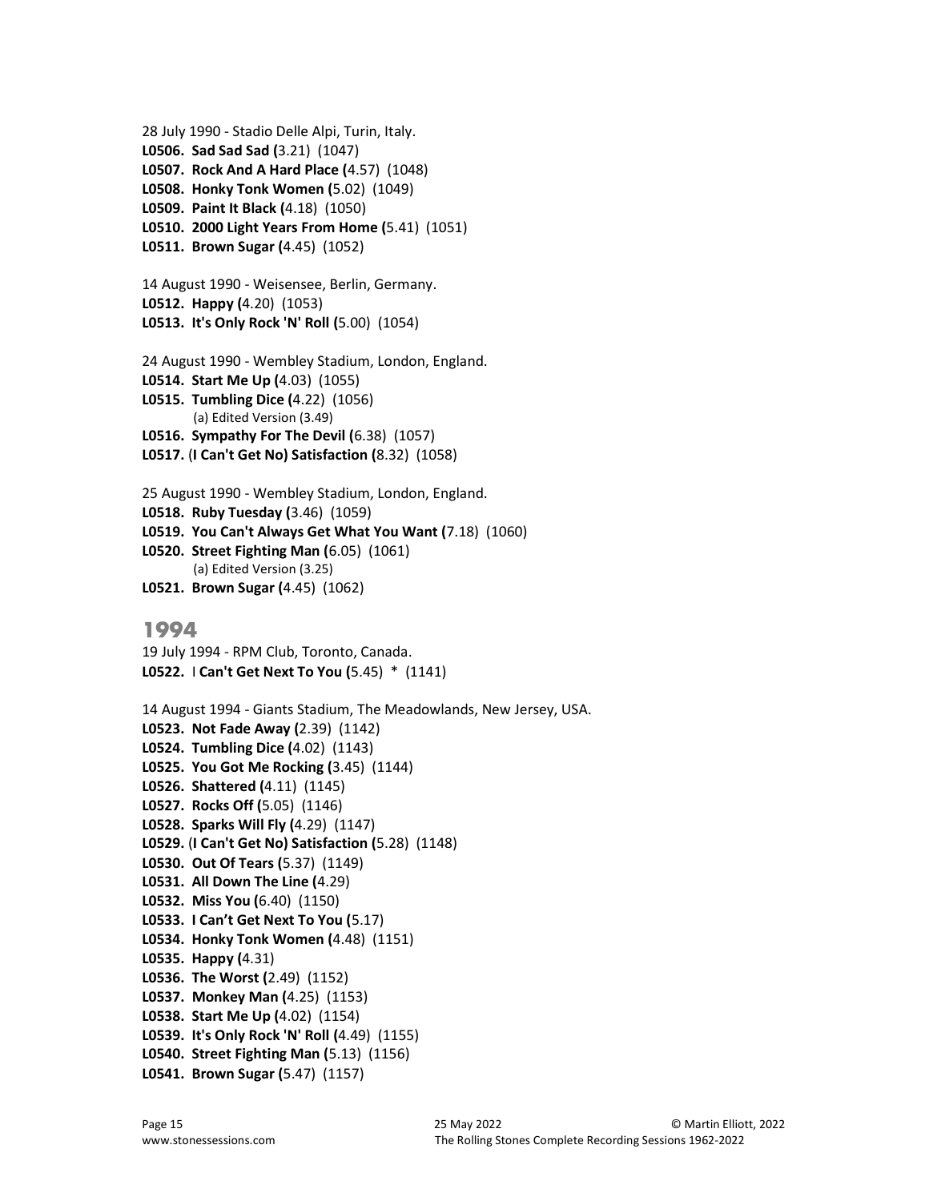28 July 1990 - Stadio Delle Alpi, Turin, Italy.

**L0506. Sad Sad Sad (**3.21) (1047)
**L0507. Rock And A Hard Place (**4.57) (1048)
**L0508. Honky Tonk Women (**5.02) (1049)
**L0509. Paint It Black (**4.18) (1050)
**L0510. 2000 Light Years From Home (**5.41) (1051)
**L0511. Brown Sugar (**4.45) (1052)

14 August 1990 - Weisensee, Berlin, Germany.

**L0512. Happy (**4.20) (1053)
**L0513. It's Only Rock 'N' Roll (**5.00) (1054)

24 August 1990 - Wembley Stadium, London, England.

**L0514. Start Me Up (**4.03) (1055)
**L0515. Tumbling Dice (**4.22) (1056)
(a) Edited Version (3.49)
**L0516. Sympathy For The Devil (**6.38) (1057)
**L0517. (I Can't Get No) Satisfaction (**8.32) (1058)

25 August 1990 - Wembley Stadium, London, England.

**L0518. Ruby Tuesday (**3.46) (1059)
**L0519. You Can't Always Get What You Want (**7.18) (1060)
**L0520. Street Fighting Man (**6.05) (1061)
(a) Edited Version (3.25)
**L0521. Brown Sugar (**4.45) (1062)

## 1994

19 July 1994 - RPM Club, Toronto, Canada.

**L0522.** I **Can't Get Next To You (**5.45) * (1141)

14 August 1994 - Giants Stadium, The Meadowlands, New Jersey, USA.

**L0523. Not Fade Away (**2.39) (1142)
**L0524. Tumbling Dice (**4.02) (1143)
**L0525. You Got Me Rocking (**3.45) (1144)
**L0526. Shattered (**4.11) (1145)
**L0527. Rocks Off (**5.05) (1146)
**L0528. Sparks Will Fly (**4.29) (1147)
**L0529. (I Can't Get No) Satisfaction (**5.28) (1148)
**L0530. Out Of Tears (**5.37) (1149)
**L0531. All Down The Line (**4.29)
**L0532. Miss You (**6.40) (1150)
**L0533. I Can't Get Next To You (**5.17)
**L0534. Honky Tonk Women (**4.48) (1151)
**L0535. Happy (**4.31)
**L0536. The Worst (**2.49) (1152)
**L0537. Monkey Man (**4.25) (1153)
**L0538. Start Me Up (**4.02) (1154)
**L0539. It's Only Rock 'N' Roll (**4.49) (1155)
**L0540. Street Fighting Man (**5.13) (1156)
**L0541. Brown Sugar (**5.47) (1157)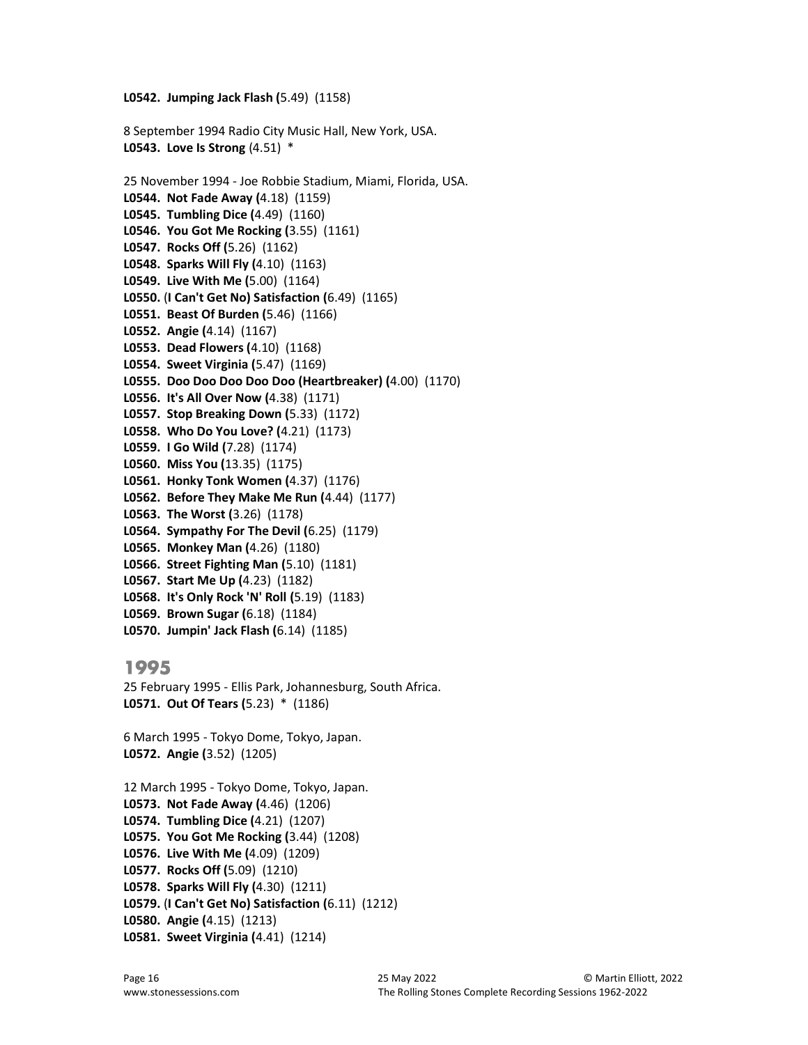**L0542. Jumping Jack Flash (**5.49) (1158)

8 September 1994 Radio City Music Hall, New York, USA.
**L0543. Love Is Strong** (4.51) *

25 November 1994 - Joe Robbie Stadium, Miami, Florida, USA.
**L0544. Not Fade Away (**4.18) (1159)
**L0545. Tumbling Dice (**4.49) (1160)
**L0546. You Got Me Rocking (**3.55) (1161)
**L0547. Rocks Off (**5.26) (1162)
**L0548. Sparks Will Fly (**4.10) (1163)
**L0549. Live With Me (**5.00) (1164)
**L0550. (I Can't Get No) Satisfaction (**6.49) (1165)
**L0551. Beast Of Burden (**5.46) (1166)
**L0552. Angie (**4.14) (1167)
**L0553. Dead Flowers (**4.10) (1168)
**L0554. Sweet Virginia (**5.47) (1169)
**L0555. Doo Doo Doo Doo Doo (Heartbreaker) (**4.00) (1170)
**L0556. It's All Over Now (**4.38) (1171)
**L0557. Stop Breaking Down (**5.33) (1172)
**L0558. Who Do You Love? (**4.21) (1173)
**L0559. I Go Wild (**7.28) (1174)
**L0560. Miss You (**13.35) (1175)
**L0561. Honky Tonk Women (**4.37) (1176)
**L0562. Before They Make Me Run (**4.44) (1177)
**L0563. The Worst (**3.26) (1178)
**L0564. Sympathy For The Devil (**6.25) (1179)
**L0565. Monkey Man (**4.26) (1180)
**L0566. Street Fighting Man (**5.10) (1181)
**L0567. Start Me Up (**4.23) (1182)
**L0568. It's Only Rock 'N' Roll (**5.19) (1183)
**L0569. Brown Sugar (**6.18) (1184)
**L0570. Jumpin' Jack Flash (**6.14) (1185)

## 1995

25 February 1995 - Ellis Park, Johannesburg, South Africa.
**L0571. Out Of Tears (**5.23) * (1186)

6 March 1995 - Tokyo Dome, Tokyo, Japan.
**L0572. Angie (**3.52) (1205)

12 March 1995 - Tokyo Dome, Tokyo, Japan.
**L0573. Not Fade Away (**4.46) (1206)
**L0574. Tumbling Dice (**4.21) (1207)
**L0575. You Got Me Rocking (**3.44) (1208)
**L0576. Live With Me (**4.09) (1209)
**L0577. Rocks Off (**5.09) (1210)
**L0578. Sparks Will Fly (**4.30) (1211)
**L0579. (I Can't Get No) Satisfaction (**6.11) (1212)
**L0580. Angie (**4.15) (1213)
**L0581. Sweet Virginia (**4.41) (1214)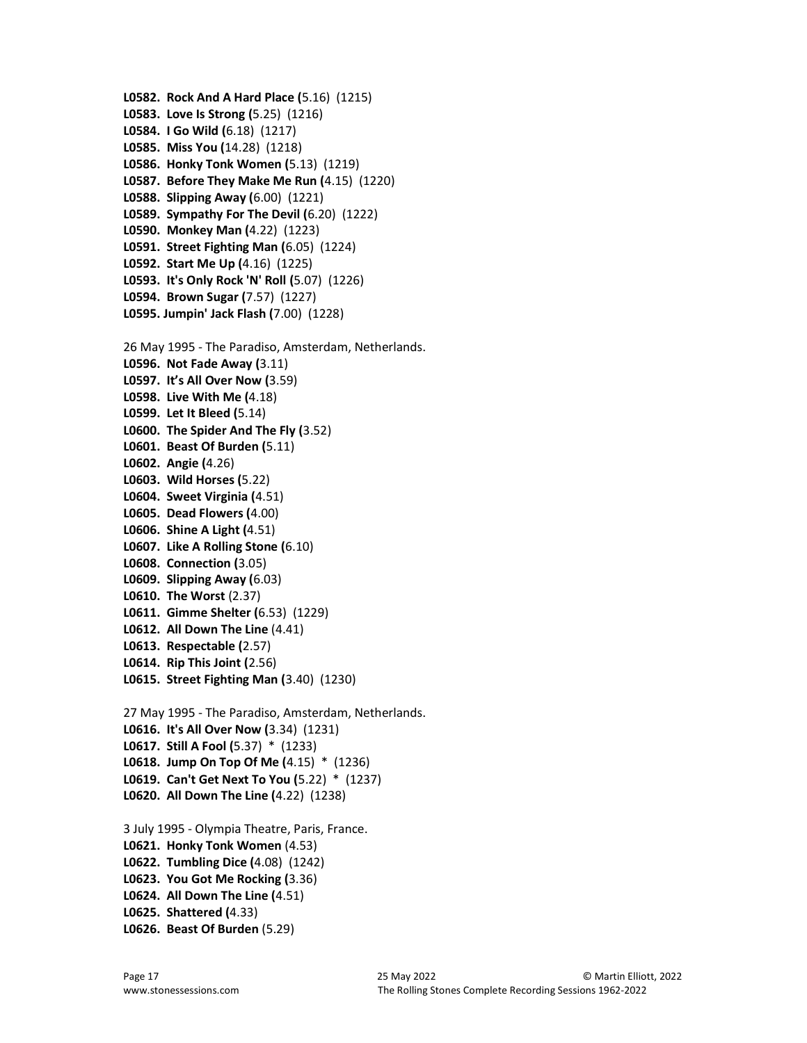**L0582. Rock And A Hard Place (**5.16) (1215)
**L0583. Love Is Strong (**5.25) (1216)
**L0584. I Go Wild (**6.18) (1217)
**L0585. Miss You (**14.28) (1218)
**L0586. Honky Tonk Women (**5.13) (1219)
**L0587. Before They Make Me Run (**4.15) (1220)
**L0588. Slipping Away (**6.00) (1221)
**L0589. Sympathy For The Devil (**6.20) (1222)
**L0590. Monkey Man (**4.22) (1223)
**L0591. Street Fighting Man (**6.05) (1224)
**L0592. Start Me Up (**4.16) (1225)
**L0593. It's Only Rock 'N' Roll (**5.07) (1226)
**L0594. Brown Sugar (**7.57) (1227)
**L0595. Jumpin' Jack Flash (**7.00) (1228)

26 May 1995 - The Paradiso, Amsterdam, Netherlands.
**L0596. Not Fade Away (**3.11)
**L0597. It's All Over Now (**3.59)
**L0598. Live With Me (**4.18)
**L0599. Let It Bleed (**5.14)
**L0600. The Spider And The Fly (**3.52)
**L0601. Beast Of Burden (**5.11)
**L0602. Angie (**4.26)
**L0603. Wild Horses (**5.22)
**L0604. Sweet Virginia (**4.51)
**L0605. Dead Flowers (**4.00)
**L0606. Shine A Light (**4.51)
**L0607. Like A Rolling Stone (**6.10)
**L0608. Connection (**3.05)
**L0609. Slipping Away (**6.03)
**L0610. The Worst** (2.37)
**L0611. Gimme Shelter (**6.53) (1229)
**L0612. All Down The Line** (4.41)
**L0613. Respectable (**2.57)
**L0614. Rip This Joint (**2.56)
**L0615. Street Fighting Man (**3.40) (1230)

27 May 1995 - The Paradiso, Amsterdam, Netherlands.
**L0616. It's All Over Now (**3.34) (1231)
**L0617. Still A Fool (**5.37) * (1233)
**L0618. Jump On Top Of Me (**4.15) * (1236)
**L0619. Can't Get Next To You (**5.22) * (1237)
**L0620. All Down The Line (**4.22) (1238)

3 July 1995 - Olympia Theatre, Paris, France.
**L0621. Honky Tonk Women** (4.53)
**L0622. Tumbling Dice (**4.08) (1242)
**L0623. You Got Me Rocking (**3.36)
**L0624. All Down The Line (**4.51)
**L0625. Shattered (**4.33)
**L0626. Beast Of Burden** (5.29)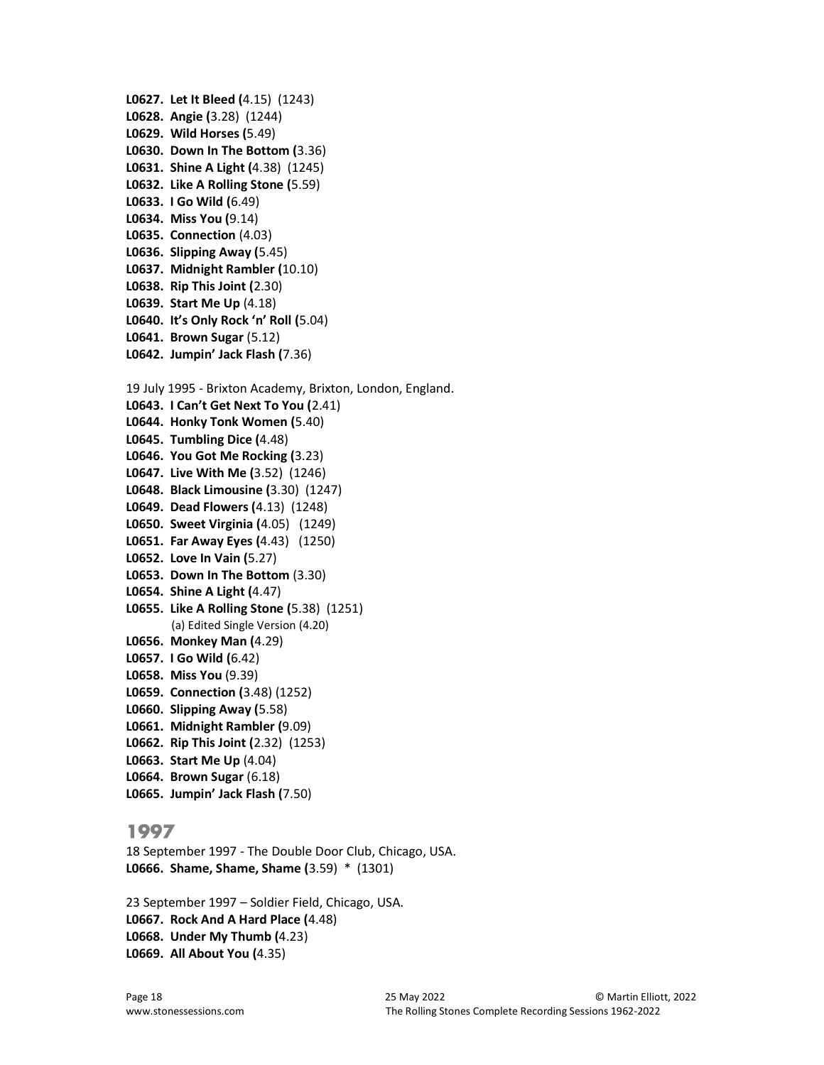**L0627. Let It Bleed (**4.15) (1243)
**L0628. Angie (**3.28) (1244)
**L0629. Wild Horses (**5.49)
**L0630. Down In The Bottom (**3.36)
**L0631. Shine A Light (**4.38) (1245)
**L0632. Like A Rolling Stone (**5.59)
**L0633. I Go Wild (**6.49)
**L0634. Miss You (**9.14)
**L0635. Connection** (4.03)
**L0636. Slipping Away (**5.45)
**L0637. Midnight Rambler (**10.10)
**L0638. Rip This Joint (**2.30)
**L0639. Start Me Up** (4.18)
**L0640. It's Only Rock 'n' Roll (**5.04)
**L0641. Brown Sugar** (5.12)
**L0642. Jumpin' Jack Flash (**7.36)

19 July 1995 - Brixton Academy, Brixton, London, England.
**L0643. I Can't Get Next To You (**2.41)
**L0644. Honky Tonk Women (**5.40)
**L0645. Tumbling Dice (**4.48)
**L0646. You Got Me Rocking (**3.23)
**L0647. Live With Me (**3.52) (1246)
**L0648. Black Limousine (**3.30) (1247)
**L0649. Dead Flowers (**4.13) (1248)
**L0650. Sweet Virginia (**4.05) (1249)
**L0651. Far Away Eyes (**4.43) (1250)
**L0652. Love In Vain (**5.27)
**L0653. Down In The Bottom** (3.30)
**L0654. Shine A Light (**4.47)
**L0655. Like A Rolling Stone (**5.38) (1251)
(a) Edited Single Version (4.20)
**L0656. Monkey Man (**4.29)
**L0657. I Go Wild (**6.42)
**L0658. Miss You** (9.39)
**L0659. Connection (**3.48) (1252)
**L0660. Slipping Away (**5.58)
**L0661. Midnight Rambler (**9.09)
**L0662. Rip This Joint (**2.32) (1253)
**L0663. Start Me Up** (4.04)
**L0664. Brown Sugar** (6.18)
**L0665. Jumpin' Jack Flash (**7.50)

## 1997

18 September 1997 - The Double Door Club, Chicago, USA.
**L0666. Shame, Shame, Shame (**3.59) * (1301)

23 September 1997 – Soldier Field, Chicago, USA.
**L0667. Rock And A Hard Place (**4.48)
**L0668. Under My Thumb (**4.23)
**L0669. All About You (**4.35)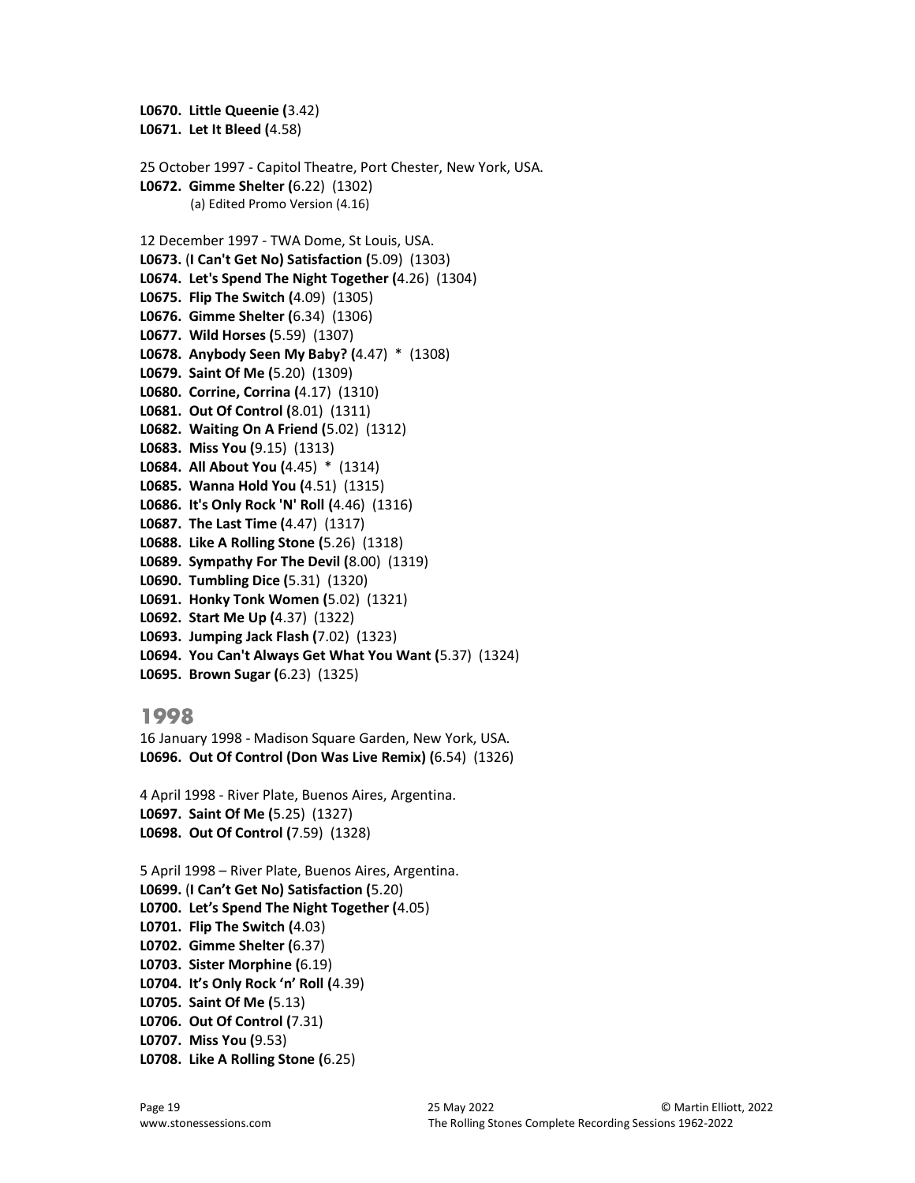**L0670. Little Queenie (**3.42)
**L0671. Let It Bleed (**4.58)

25 October 1997 - Capitol Theatre, Port Chester, New York, USA.
**L0672. Gimme Shelter (**6.22) (1302)
(a) Edited Promo Version (4.16)

12 December 1997 - TWA Dome, St Louis, USA.
**L0673. (I Can't Get No) Satisfaction (**5.09) (1303)
**L0674. Let's Spend The Night Together (**4.26) (1304)
**L0675. Flip The Switch (**4.09) (1305)
**L0676. Gimme Shelter (**6.34) (1306)
**L0677. Wild Horses (**5.59) (1307)
**L0678. Anybody Seen My Baby? (**4.47) * (1308)
**L0679. Saint Of Me (**5.20) (1309)
**L0680. Corrine, Corrina (**4.17) (1310)
**L0681. Out Of Control (**8.01) (1311)
**L0682. Waiting On A Friend (**5.02) (1312)
**L0683. Miss You (**9.15) (1313)
**L0684. All About You (**4.45) * (1314)
**L0685. Wanna Hold You (**4.51) (1315)
**L0686. It's Only Rock 'N' Roll (**4.46) (1316)
**L0687. The Last Time (**4.47) (1317)
**L0688. Like A Rolling Stone (**5.26) (1318)
**L0689. Sympathy For The Devil (**8.00) (1319)
**L0690. Tumbling Dice (**5.31) (1320)
**L0691. Honky Tonk Women (**5.02) (1321)
**L0692. Start Me Up (**4.37) (1322)
**L0693. Jumping Jack Flash (**7.02) (1323)
**L0694. You Can't Always Get What You Want (**5.37) (1324)
**L0695. Brown Sugar (**6.23) (1325)

## 1998

16 January 1998 - Madison Square Garden, New York, USA.
**L0696. Out Of Control (Don Was Live Remix) (**6.54) (1326)

4 April 1998 - River Plate, Buenos Aires, Argentina.
**L0697. Saint Of Me (**5.25) (1327)
**L0698. Out Of Control (**7.59) (1328)

5 April 1998 – River Plate, Buenos Aires, Argentina.
**L0699. (I Can't Get No) Satisfaction (**5.20)
**L0700. Let's Spend The Night Together (**4.05)
**L0701. Flip The Switch (**4.03)
**L0702. Gimme Shelter (**6.37)
**L0703. Sister Morphine (**6.19)
**L0704. It's Only Rock 'n' Roll (**4.39)
**L0705. Saint Of Me (**5.13)
**L0706. Out Of Control (**7.31)
**L0707. Miss You (**9.53)
**L0708. Like A Rolling Stone (**6.25)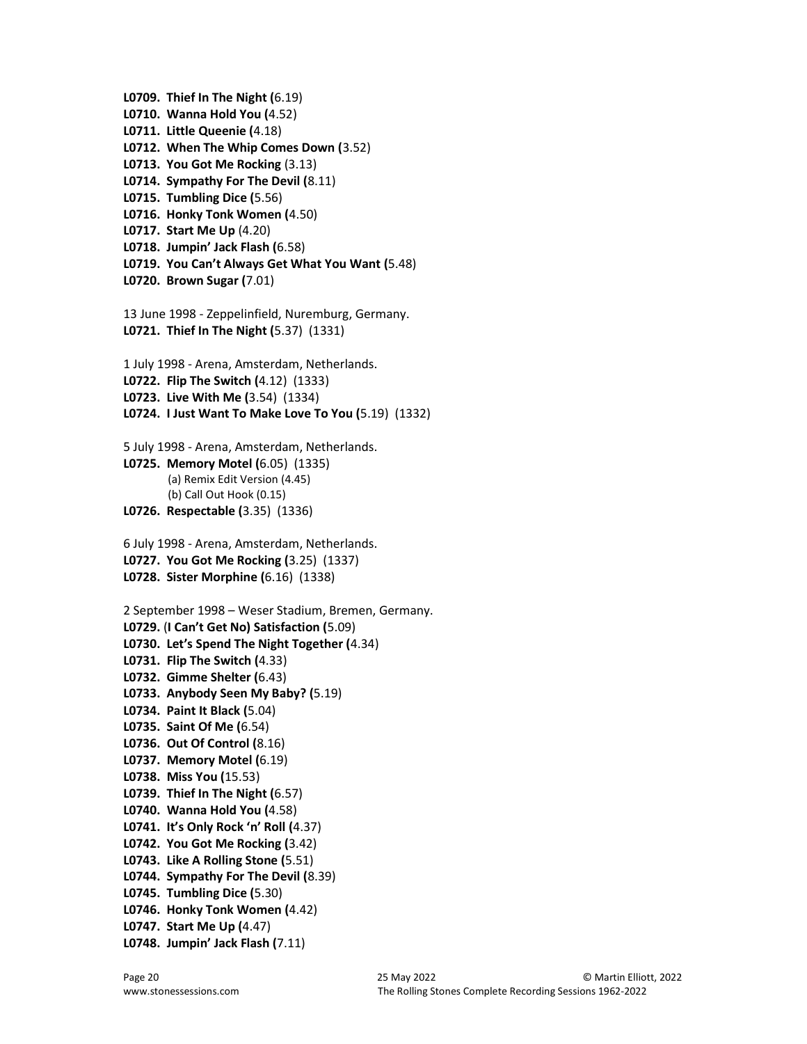**L0709. Thief In The Night (**6.19)
**L0710. Wanna Hold You (**4.52)
**L0711. Little Queenie (**4.18)
**L0712. When The Whip Comes Down (**3.52)
**L0713. You Got Me Rocking** (3.13)
**L0714. Sympathy For The Devil (**8.11)
**L0715. Tumbling Dice (**5.56)
**L0716. Honky Tonk Women (**4.50)
**L0717. Start Me Up** (4.20)
**L0718. Jumpin' Jack Flash (**6.58)
**L0719. You Can't Always Get What You Want (**5.48)
**L0720. Brown Sugar (**7.01)

13 June 1998 - Zeppelinfield, Nuremburg, Germany.
**L0721. Thief In The Night (**5.37) (1331)

1 July 1998 - Arena, Amsterdam, Netherlands.
**L0722. Flip The Switch (**4.12) (1333)
**L0723. Live With Me (**3.54) (1334)
**L0724. I Just Want To Make Love To You (**5.19) (1332)

5 July 1998 - Arena, Amsterdam, Netherlands.
**L0725. Memory Motel (**6.05) (1335)
(a) Remix Edit Version (4.45)
(b) Call Out Hook (0.15)
**L0726. Respectable (**3.35) (1336)

6 July 1998 - Arena, Amsterdam, Netherlands.
**L0727. You Got Me Rocking (**3.25) (1337)
**L0728. Sister Morphine (**6.16) (1338)

2 September 1998 – Weser Stadium, Bremen, Germany.
**L0729. (I Can't Get No) Satisfaction (**5.09)
**L0730. Let's Spend The Night Together (**4.34)
**L0731. Flip The Switch (**4.33)
**L0732. Gimme Shelter (**6.43)
**L0733. Anybody Seen My Baby? (**5.19)
**L0734. Paint It Black (**5.04)
**L0735. Saint Of Me (**6.54)
**L0736. Out Of Control (**8.16)
**L0737. Memory Motel (**6.19)
**L0738. Miss You (**15.53)
**L0739. Thief In The Night (**6.57)
**L0740. Wanna Hold You (**4.58)
**L0741. It's Only Rock 'n' Roll (**4.37)
**L0742. You Got Me Rocking (**3.42)
**L0743. Like A Rolling Stone (**5.51)
**L0744. Sympathy For The Devil (**8.39)
**L0745. Tumbling Dice (**5.30)
**L0746. Honky Tonk Women (**4.42)
**L0747. Start Me Up (**4.47)
**L0748. Jumpin' Jack Flash (**7.11)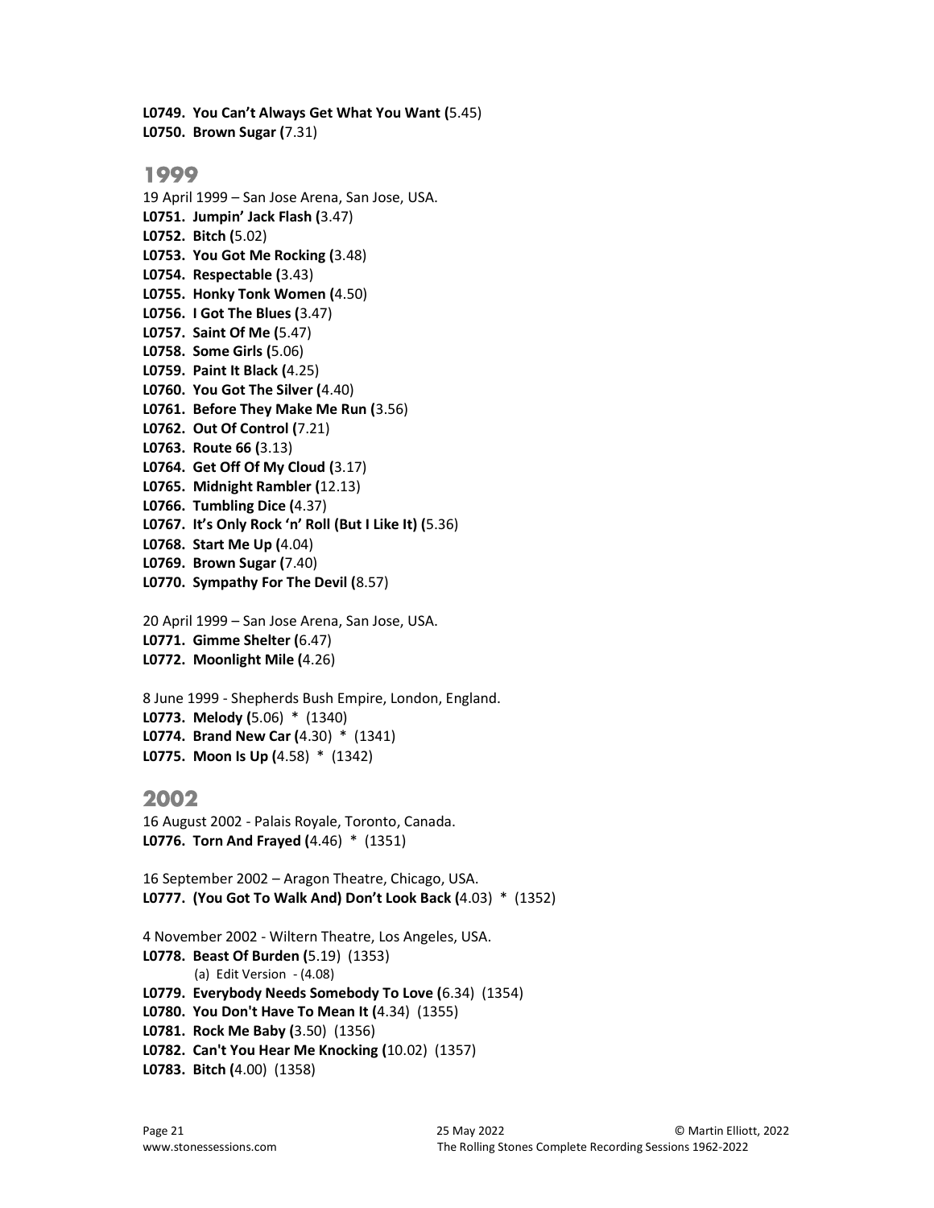**L0749. You Can't Always Get What You Want (**5.45)
**L0750. Brown Sugar (**7.31)

## 1999

19 April 1999 – San Jose Arena, San Jose, USA.
**L0751. Jumpin' Jack Flash (**3.47)
**L0752. Bitch (**5.02)
**L0753. You Got Me Rocking (**3.48)
**L0754. Respectable (**3.43)
**L0755. Honky Tonk Women (**4.50)
**L0756. I Got The Blues (**3.47)
**L0757. Saint Of Me (**5.47)
**L0758. Some Girls (**5.06)
**L0759. Paint It Black (**4.25)
**L0760. You Got The Silver (**4.40)
**L0761. Before They Make Me Run (**3.56)
**L0762. Out Of Control (**7.21)
**L0763. Route 66 (**3.13)
**L0764. Get Off Of My Cloud (**3.17)
**L0765. Midnight Rambler (**12.13)
**L0766. Tumbling Dice (**4.37)
**L0767. It's Only Rock 'n' Roll (But I Like It) (**5.36)
**L0768. Start Me Up (**4.04)
**L0769. Brown Sugar (**7.40)
**L0770. Sympathy For The Devil (**8.57)

20 April 1999 – San Jose Arena, San Jose, USA.
**L0771. Gimme Shelter (**6.47)
**L0772. Moonlight Mile (**4.26)

8 June 1999 - Shepherds Bush Empire, London, England.
**L0773. Melody (**5.06) * (1340)
**L0774. Brand New Car (**4.30) * (1341)
**L0775. Moon Is Up (**4.58) * (1342)

## 2002

16 August 2002 - Palais Royale, Toronto, Canada.
**L0776. Torn And Frayed (**4.46) * (1351)

16 September 2002 – Aragon Theatre, Chicago, USA.
**L0777. (You Got To Walk And) Don't Look Back (**4.03) * (1352)

4 November 2002 - Wiltern Theatre, Los Angeles, USA.
**L0778. Beast Of Burden (**5.19) (1353)
    (a) Edit Version - (4.08)
**L0779. Everybody Needs Somebody To Love (**6.34) (1354)
**L0780. You Don't Have To Mean It (**4.34) (1355)
**L0781. Rock Me Baby (**3.50) (1356)
**L0782. Can't You Hear Me Knocking (**10.02) (1357)
**L0783. Bitch (**4.00) (1358)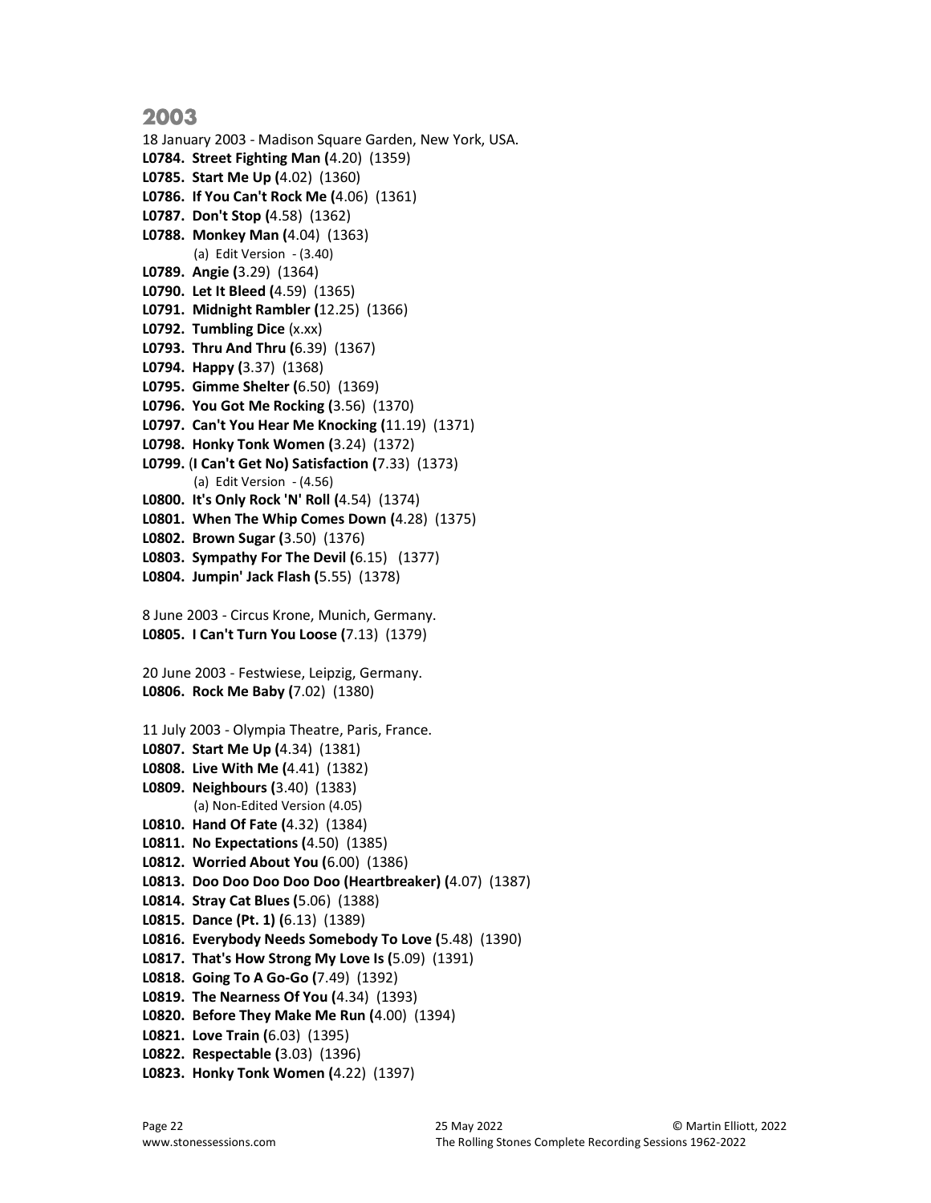## 2003

18 January 2003 - Madison Square Garden, New York, USA.

**L0784. Street Fighting Man (**4.20) (1359)
**L0785. Start Me Up (**4.02) (1360)
**L0786. If You Can't Rock Me (**4.06) (1361)
**L0787. Don't Stop (**4.58) (1362)
**L0788. Monkey Man (**4.04) (1363)
 (a) Edit Version - (3.40)
**L0789. Angie (**3.29) (1364)
**L0790. Let It Bleed (**4.59) (1365)
**L0791. Midnight Rambler (**12.25) (1366)
**L0792. Tumbling Dice** (x.xx)
**L0793. Thru And Thru (**6.39) (1367)
**L0794. Happy (**3.37) (1368)
**L0795. Gimme Shelter (**6.50) (1369)
**L0796. You Got Me Rocking (**3.56) (1370)
**L0797. Can't You Hear Me Knocking (**11.19) (1371)
**L0798. Honky Tonk Women (**3.24) (1372)
**L0799. (I Can't Get No) Satisfaction (**7.33) (1373)
 (a) Edit Version - (4.56)
**L0800. It's Only Rock 'N' Roll (**4.54) (1374)
**L0801. When The Whip Comes Down (**4.28) (1375)
**L0802. Brown Sugar (**3.50) (1376)
**L0803. Sympathy For The Devil (**6.15) (1377)
**L0804. Jumpin' Jack Flash (**5.55) (1378)

8 June 2003 - Circus Krone, Munich, Germany.

**L0805. I Can't Turn You Loose (**7.13) (1379)

20 June 2003 - Festwiese, Leipzig, Germany.

**L0806. Rock Me Baby (**7.02) (1380)

11 July 2003 - Olympia Theatre, Paris, France.

**L0807. Start Me Up (**4.34) (1381)
**L0808. Live With Me (**4.41) (1382)
**L0809. Neighbours (**3.40) (1383)
 (a) Non-Edited Version (4.05)
**L0810. Hand Of Fate (**4.32) (1384)
**L0811. No Expectations (**4.50) (1385)
**L0812. Worried About You (**6.00) (1386)
**L0813. Doo Doo Doo Doo Doo (Heartbreaker) (**4.07) (1387)
**L0814. Stray Cat Blues (**5.06) (1388)
**L0815. Dance (Pt. 1) (**6.13) (1389)
**L0816. Everybody Needs Somebody To Love (**5.48) (1390)
**L0817. That's How Strong My Love Is (**5.09) (1391)
**L0818. Going To A Go-Go (**7.49) (1392)
**L0819. The Nearness Of You (**4.34) (1393)
**L0820. Before They Make Me Run (**4.00) (1394)
**L0821. Love Train (**6.03) (1395)
**L0822. Respectable (**3.03) (1396)
**L0823. Honky Tonk Women (**4.22) (1397)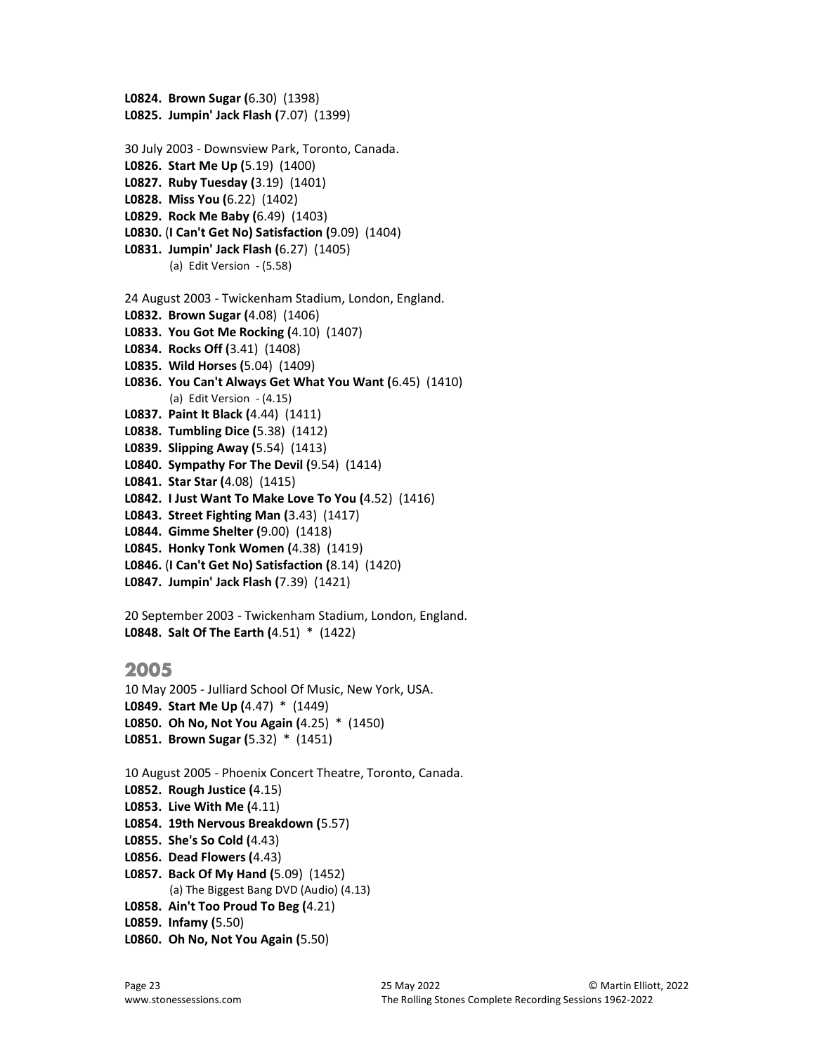**L0824. Brown Sugar (**6.30) (1398)
**L0825. Jumpin' Jack Flash (**7.07) (1399)

30 July 2003 - Downsview Park, Toronto, Canada.
**L0826. Start Me Up (**5.19) (1400)
**L0827. Ruby Tuesday (**3.19) (1401)
**L0828. Miss You (**6.22) (1402)
**L0829. Rock Me Baby (**6.49) (1403)
**L0830. (I Can't Get No) Satisfaction (**9.09) (1404)
**L0831. Jumpin' Jack Flash (**6.27) (1405)
(a) Edit Version - (5.58)

24 August 2003 - Twickenham Stadium, London, England.
**L0832. Brown Sugar (**4.08) (1406)
**L0833. You Got Me Rocking (**4.10) (1407)
**L0834. Rocks Off (**3.41) (1408)
**L0835. Wild Horses (**5.04) (1409)
**L0836. You Can't Always Get What You Want (**6.45) (1410)
(a) Edit Version - (4.15)
**L0837. Paint It Black (**4.44) (1411)
**L0838. Tumbling Dice (**5.38) (1412)
**L0839. Slipping Away (**5.54) (1413)
**L0840. Sympathy For The Devil (**9.54) (1414)
**L0841. Star Star (**4.08) (1415)
**L0842. I Just Want To Make Love To You (**4.52) (1416)
**L0843. Street Fighting Man (**3.43) (1417)
**L0844. Gimme Shelter (**9.00) (1418)
**L0845. Honky Tonk Women (**4.38) (1419)
**L0846. (I Can't Get No) Satisfaction (**8.14) (1420)
**L0847. Jumpin' Jack Flash (**7.39) (1421)

20 September 2003 - Twickenham Stadium, London, England.
**L0848. Salt Of The Earth (**4.51) * (1422)

## 2005

10 May 2005 - Julliard School Of Music, New York, USA.
**L0849. Start Me Up (**4.47) * (1449)
**L0850. Oh No, Not You Again (**4.25) * (1450)
**L0851. Brown Sugar (**5.32) * (1451)

10 August 2005 - Phoenix Concert Theatre, Toronto, Canada.
**L0852. Rough Justice (**4.15)
**L0853. Live With Me (**4.11)
**L0854. 19th Nervous Breakdown (**5.57)
**L0855. She's So Cold (**4.43)
**L0856. Dead Flowers (**4.43)
**L0857. Back Of My Hand (**5.09) (1452)
(a) The Biggest Bang DVD (Audio) (4.13)
**L0858. Ain't Too Proud To Beg (**4.21)
**L0859. Infamy (**5.50)
**L0860. Oh No, Not You Again (**5.50)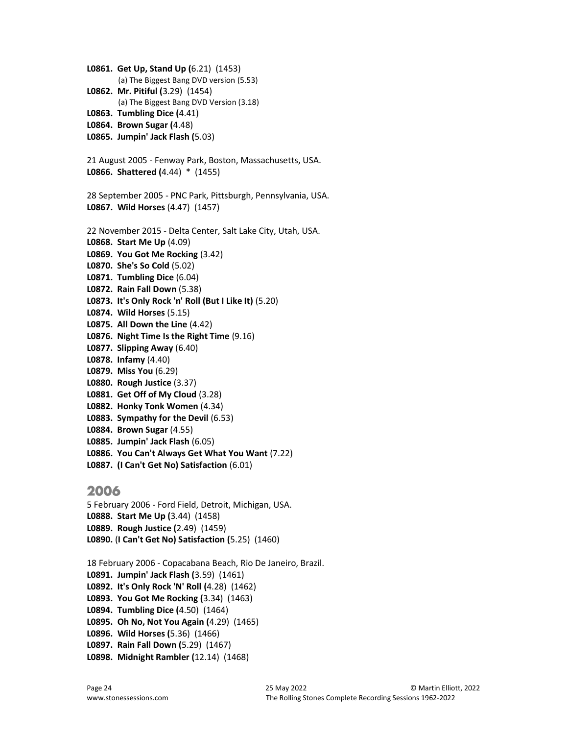**L0861. Get Up, Stand Up (**6.21) (1453)
(a) The Biggest Bang DVD version (5.53)

**L0862. Mr. Pitiful (**3.29) (1454)
(a) The Biggest Bang DVD Version (3.18)

**L0863. Tumbling Dice (**4.41)
**L0864. Brown Sugar (**4.48)
**L0865. Jumpin' Jack Flash (**5.03)

21 August 2005 - Fenway Park, Boston, Massachusetts, USA.
**L0866. Shattered (**4.44) * (1455)

28 September 2005 - PNC Park, Pittsburgh, Pennsylvania, USA.
**L0867. Wild Horses** (4.47) (1457)

22 November 2015 - Delta Center, Salt Lake City, Utah, USA.
**L0868. Start Me Up** (4.09)
**L0869. You Got Me Rocking** (3.42)
**L0870. She's So Cold** (5.02)
**L0871. Tumbling Dice** (6.04)
**L0872. Rain Fall Down** (5.38)
**L0873. It's Only Rock 'n' Roll (But I Like It)** (5.20)
**L0874. Wild Horses** (5.15)
**L0875. All Down the Line** (4.42)
**L0876. Night Time Is the Right Time** (9.16)
**L0877. Slipping Away** (6.40)
**L0878. Infamy** (4.40)
**L0879. Miss You** (6.29)
**L0880. Rough Justice** (3.37)
**L0881. Get Off of My Cloud** (3.28)
**L0882. Honky Tonk Women** (4.34)
**L0883. Sympathy for the Devil** (6.53)
**L0884. Brown Sugar** (4.55)
**L0885. Jumpin' Jack Flash** (6.05)
**L0886. You Can't Always Get What You Want** (7.22)
**L0887. (I Can't Get No) Satisfaction** (6.01)

## 2006

5 February 2006 - Ford Field, Detroit, Michigan, USA.
**L0888. Start Me Up (**3.44) (1458)
**L0889. Rough Justice (**2.49) (1459)
**L0890. (I Can't Get No) Satisfaction (**5.25) (1460)

18 February 2006 - Copacabana Beach, Rio De Janeiro, Brazil.
**L0891. Jumpin' Jack Flash (**3.59) (1461)
**L0892. It's Only Rock 'N' Roll (**4.28) (1462)
**L0893. You Got Me Rocking (**3.34) (1463)
**L0894. Tumbling Dice (**4.50) (1464)
**L0895. Oh No, Not You Again (**4.29) (1465)
**L0896. Wild Horses (**5.36) (1466)
**L0897. Rain Fall Down (**5.29) (1467)
**L0898. Midnight Rambler (**12.14) (1468)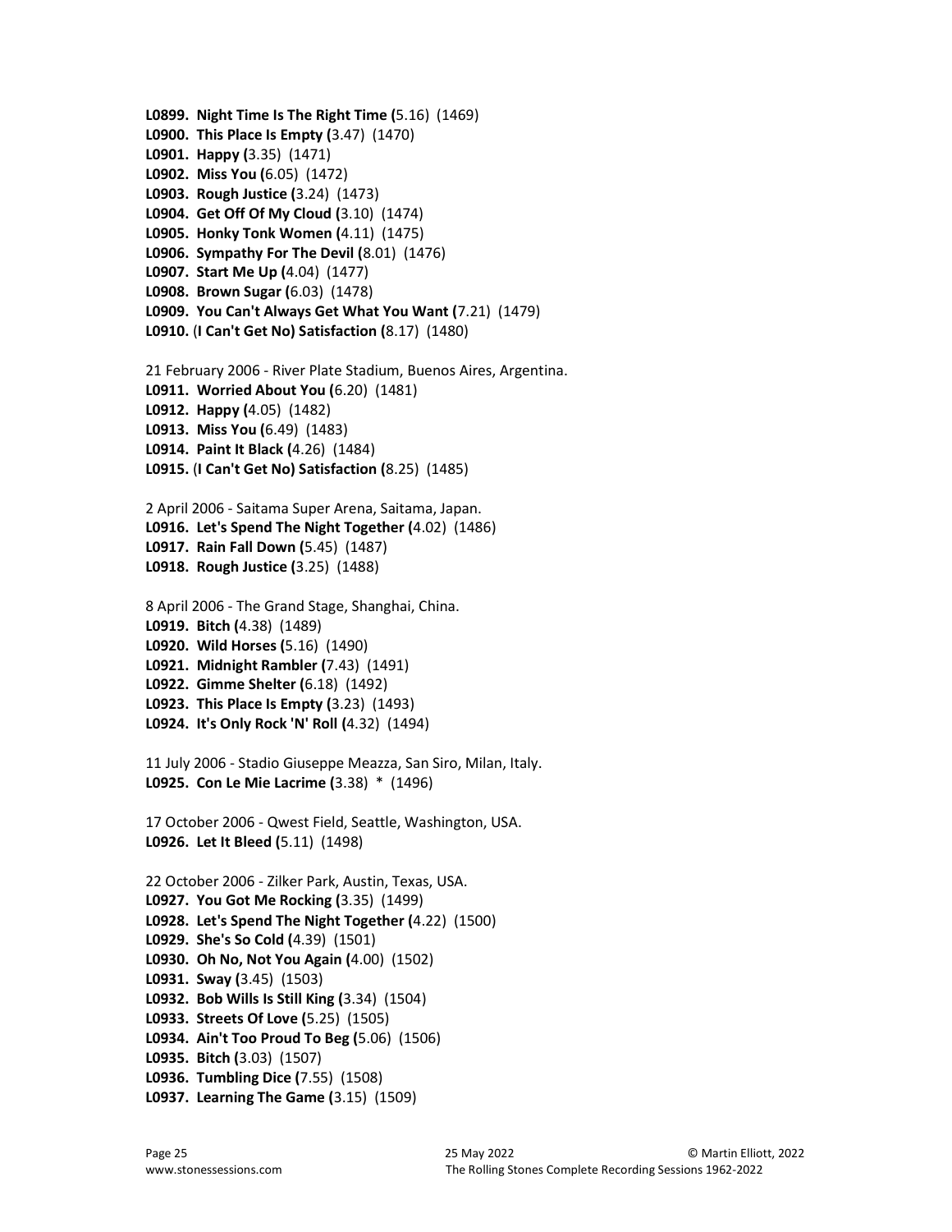**L0899. Night Time Is The Right Time (**5.16) (1469)
**L0900. This Place Is Empty (**3.47) (1470)
**L0901. Happy (**3.35) (1471)
**L0902. Miss You (**6.05) (1472)
**L0903. Rough Justice (**3.24) (1473)
**L0904. Get Off Of My Cloud (**3.10) (1474)
**L0905. Honky Tonk Women (**4.11) (1475)
**L0906. Sympathy For The Devil (**8.01) (1476)
**L0907. Start Me Up (**4.04) (1477)
**L0908. Brown Sugar (**6.03) (1478)
**L0909. You Can't Always Get What You Want (**7.21) (1479)
**L0910. (I Can't Get No) Satisfaction (**8.17) (1480)

21 February 2006 - River Plate Stadium, Buenos Aires, Argentina.
**L0911. Worried About You (**6.20) (1481)
**L0912. Happy (**4.05) (1482)
**L0913. Miss You (**6.49) (1483)
**L0914. Paint It Black (**4.26) (1484)
**L0915. (I Can't Get No) Satisfaction (**8.25) (1485)

2 April 2006 - Saitama Super Arena, Saitama, Japan.
**L0916. Let's Spend The Night Together (**4.02) (1486)
**L0917. Rain Fall Down (**5.45) (1487)
**L0918. Rough Justice (**3.25) (1488)

8 April 2006 - The Grand Stage, Shanghai, China.
**L0919. Bitch (**4.38) (1489)
**L0920. Wild Horses (**5.16) (1490)
**L0921. Midnight Rambler (**7.43) (1491)
**L0922. Gimme Shelter (**6.18) (1492)
**L0923. This Place Is Empty (**3.23) (1493)
**L0924. It's Only Rock 'N' Roll (**4.32) (1494)

11 July 2006 - Stadio Giuseppe Meazza, San Siro, Milan, Italy.
**L0925. Con Le Mie Lacrime (**3.38) * (1496)

17 October 2006 - Qwest Field, Seattle, Washington, USA.
**L0926. Let It Bleed (**5.11) (1498)

22 October 2006 - Zilker Park, Austin, Texas, USA.
**L0927. You Got Me Rocking (**3.35) (1499)
**L0928. Let's Spend The Night Together (**4.22) (1500)
**L0929. She's So Cold (**4.39) (1501)
**L0930. Oh No, Not You Again (**4.00) (1502)
**L0931. Sway (**3.45) (1503)
**L0932. Bob Wills Is Still King (**3.34) (1504)
**L0933. Streets Of Love (**5.25) (1505)
**L0934. Ain't Too Proud To Beg (**5.06) (1506)
**L0935. Bitch (**3.03) (1507)
**L0936. Tumbling Dice (**7.55) (1508)
**L0937. Learning The Game (**3.15) (1509)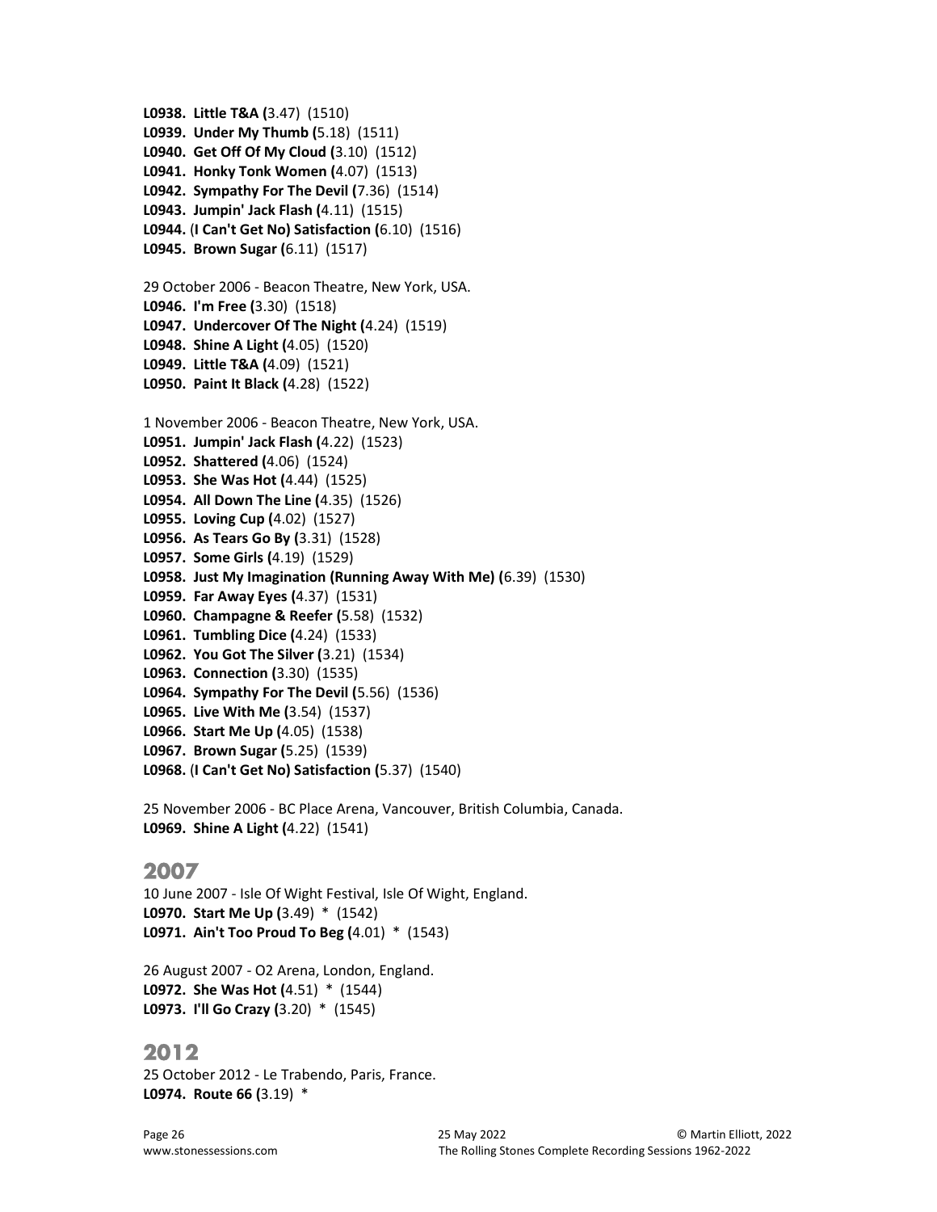**L0938. Little T&A (**3.47) (1510)
**L0939. Under My Thumb (**5.18) (1511)
**L0940. Get Off Of My Cloud (**3.10) (1512)
**L0941. Honky Tonk Women (**4.07) (1513)
**L0942. Sympathy For The Devil (**7.36) (1514)
**L0943. Jumpin' Jack Flash (**4.11) (1515)
**L0944. (I Can't Get No) Satisfaction (**6.10) (1516)
**L0945. Brown Sugar (**6.11) (1517)

29 October 2006 - Beacon Theatre, New York, USA.
**L0946. I'm Free (**3.30) (1518)
**L0947. Undercover Of The Night (**4.24) (1519)
**L0948. Shine A Light (**4.05) (1520)
**L0949. Little T&A (**4.09) (1521)
**L0950. Paint It Black (**4.28) (1522)

1 November 2006 - Beacon Theatre, New York, USA.
**L0951. Jumpin' Jack Flash (**4.22) (1523)
**L0952. Shattered (**4.06) (1524)
**L0953. She Was Hot (**4.44) (1525)
**L0954. All Down The Line (**4.35) (1526)
**L0955. Loving Cup (**4.02) (1527)
**L0956. As Tears Go By (**3.31) (1528)
**L0957. Some Girls (**4.19) (1529)
**L0958. Just My Imagination (Running Away With Me) (**6.39) (1530)
**L0959. Far Away Eyes (**4.37) (1531)
**L0960. Champagne & Reefer (**5.58) (1532)
**L0961. Tumbling Dice (**4.24) (1533)
**L0962. You Got The Silver (**3.21) (1534)
**L0963. Connection (**3.30) (1535)
**L0964. Sympathy For The Devil (**5.56) (1536)
**L0965. Live With Me (**3.54) (1537)
**L0966. Start Me Up (**4.05) (1538)
**L0967. Brown Sugar (**5.25) (1539)
**L0968. (I Can't Get No) Satisfaction (**5.37) (1540)

25 November 2006 - BC Place Arena, Vancouver, British Columbia, Canada.
**L0969. Shine A Light (**4.22) (1541)

## 2007

10 June 2007 - Isle Of Wight Festival, Isle Of Wight, England.
**L0970. Start Me Up (**3.49) * (1542)
**L0971. Ain't Too Proud To Beg (**4.01) * (1543)

26 August 2007 - O2 Arena, London, England.
**L0972. She Was Hot (**4.51) * (1544)
**L0973. I'll Go Crazy (**3.20) * (1545)

## 2012

25 October 2012 - Le Trabendo, Paris, France.
**L0974. Route 66 (**3.19) *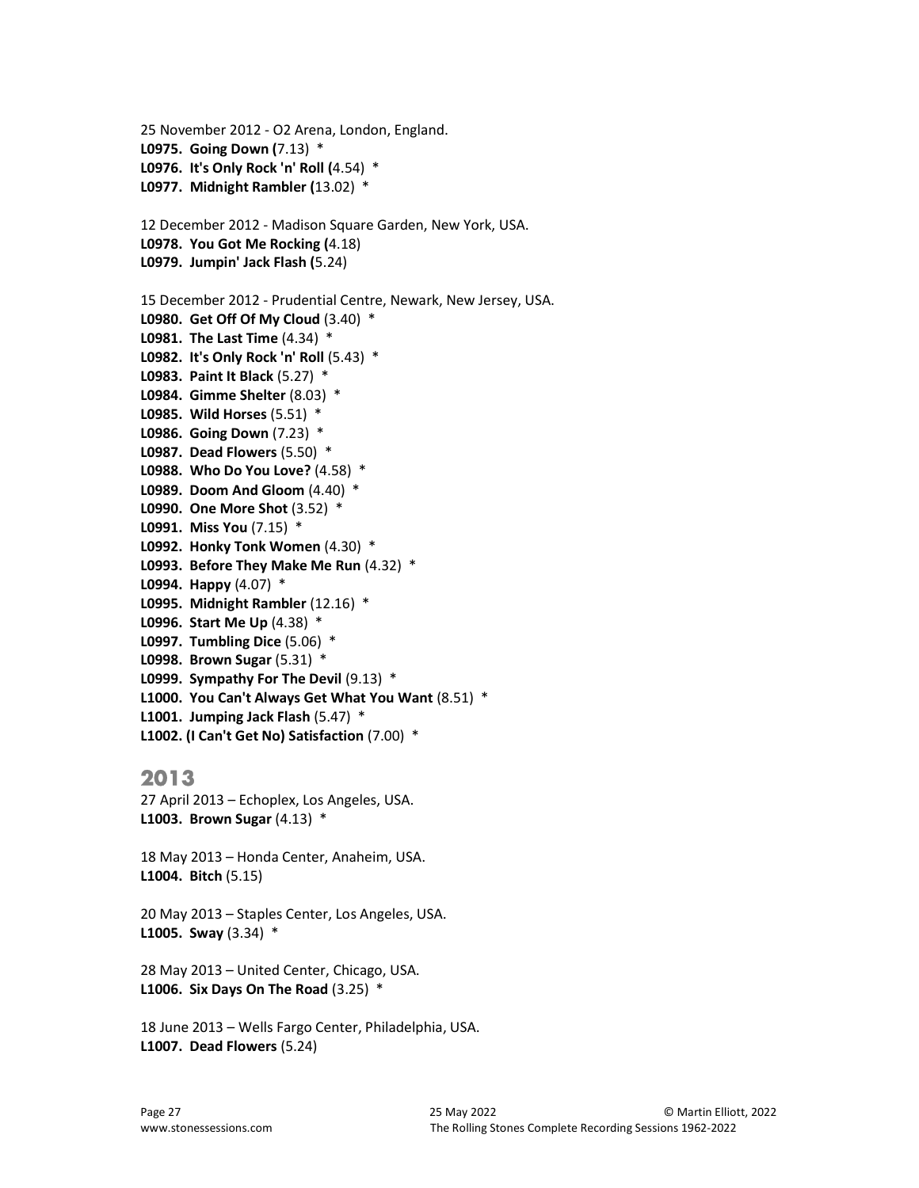25 November 2012 - O2 Arena, London, England.
**L0975. Going Down (**7.13) *
**L0976. It's Only Rock 'n' Roll (**4.54) *
**L0977. Midnight Rambler (**13.02) *

12 December 2012 - Madison Square Garden, New York, USA.
**L0978. You Got Me Rocking (**4.18)
**L0979. Jumpin' Jack Flash (**5.24)

15 December 2012 - Prudential Centre, Newark, New Jersey, USA.
**L0980. Get Off Of My Cloud** (3.40) *
**L0981. The Last Time** (4.34) *
**L0982. It's Only Rock 'n' Roll** (5.43) *
**L0983. Paint It Black** (5.27) *
**L0984. Gimme Shelter** (8.03) *
**L0985. Wild Horses** (5.51) *
**L0986. Going Down** (7.23) *
**L0987. Dead Flowers** (5.50) *
**L0988. Who Do You Love?** (4.58) *
**L0989. Doom And Gloom** (4.40) *
**L0990. One More Shot** (3.52) *
**L0991. Miss You** (7.15) *
**L0992. Honky Tonk Women** (4.30) *
**L0993. Before They Make Me Run** (4.32) *
**L0994. Happy** (4.07) *
**L0995. Midnight Rambler** (12.16) *
**L0996. Start Me Up** (4.38) *
**L0997. Tumbling Dice** (5.06) *
**L0998. Brown Sugar** (5.31) *
**L0999. Sympathy For The Devil** (9.13) *
**L1000. You Can't Always Get What You Want** (8.51) *
**L1001. Jumping Jack Flash** (5.47) *
**L1002. (I Can't Get No) Satisfaction** (7.00) *

## 2013

27 April 2013 – Echoplex, Los Angeles, USA.
**L1003. Brown Sugar** (4.13) *

18 May 2013 – Honda Center, Anaheim, USA.
**L1004. Bitch** (5.15)

20 May 2013 – Staples Center, Los Angeles, USA.
**L1005. Sway** (3.34) *

28 May 2013 – United Center, Chicago, USA.
**L1006. Six Days On The Road** (3.25) *

18 June 2013 – Wells Fargo Center, Philadelphia, USA.
**L1007. Dead Flowers** (5.24)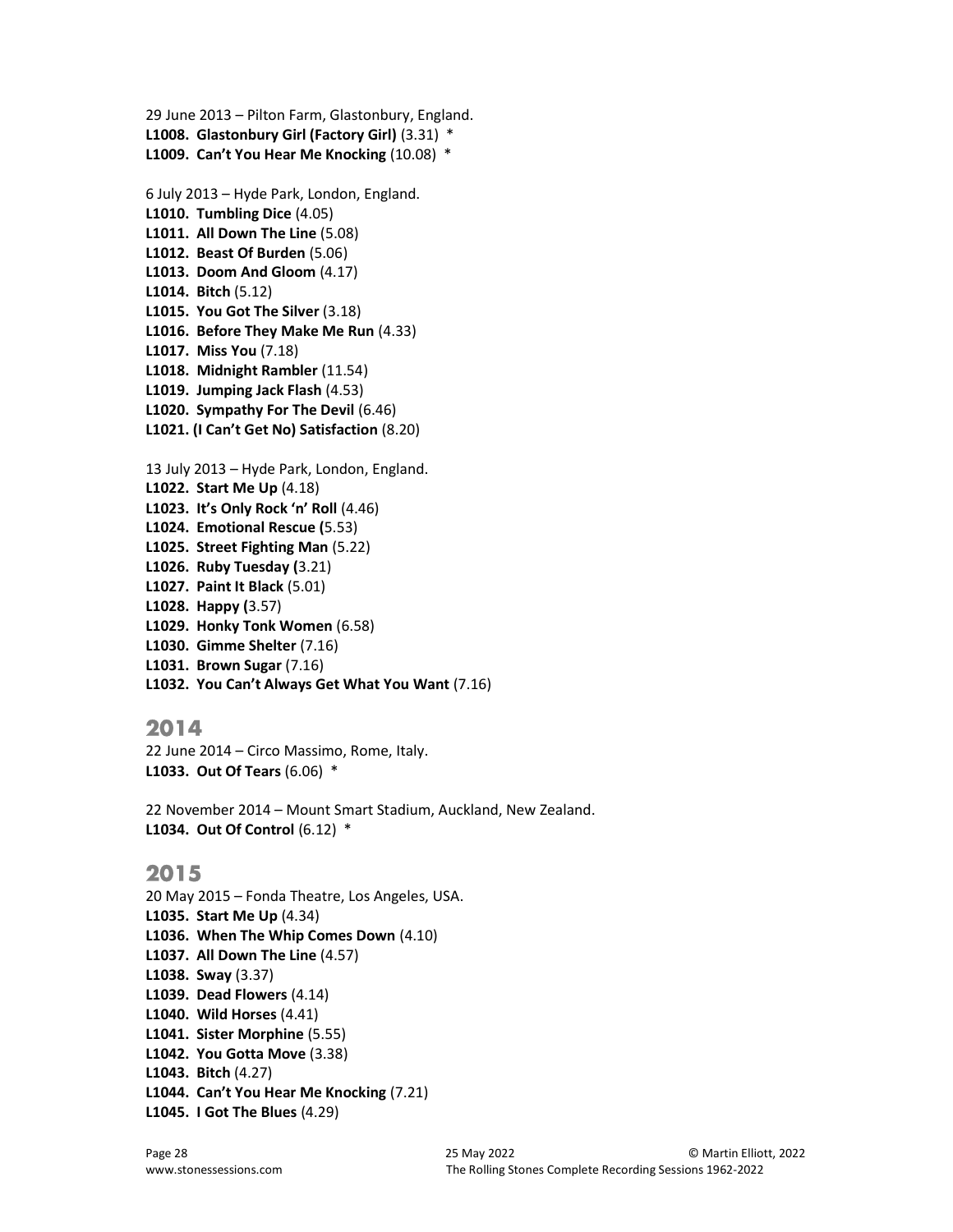29 June 2013 – Pilton Farm, Glastonbury, England.
**L1008. Glastonbury Girl (Factory Girl)** (3.31) *
**L1009. Can't You Hear Me Knocking** (10.08) *

6 July 2013 – Hyde Park, London, England.
**L1010. Tumbling Dice** (4.05)
**L1011. All Down The Line** (5.08)
**L1012. Beast Of Burden** (5.06)
**L1013. Doom And Gloom** (4.17)
**L1014. Bitch** (5.12)
**L1015. You Got The Silver** (3.18)
**L1016. Before They Make Me Run** (4.33)
**L1017. Miss You** (7.18)
**L1018. Midnight Rambler** (11.54)
**L1019. Jumping Jack Flash** (4.53)
**L1020. Sympathy For The Devil** (6.46)
**L1021. (I Can't Get No) Satisfaction** (8.20)

13 July 2013 – Hyde Park, London, England.
**L1022. Start Me Up** (4.18)
**L1023. It's Only Rock 'n' Roll** (4.46)
**L1024. Emotional Rescue (**5.53)
**L1025. Street Fighting Man** (5.22)
**L1026. Ruby Tuesday (**3.21)
**L1027. Paint It Black** (5.01)
**L1028. Happy (**3.57)
**L1029. Honky Tonk Women** (6.58)
**L1030. Gimme Shelter** (7.16)
**L1031. Brown Sugar** (7.16)
**L1032. You Can't Always Get What You Want** (7.16)

## 2014

22 June 2014 – Circo Massimo, Rome, Italy.
**L1033. Out Of Tears** (6.06) *

22 November 2014 – Mount Smart Stadium, Auckland, New Zealand.
**L1034. Out Of Control** (6.12) *

## 2015

20 May 2015 – Fonda Theatre, Los Angeles, USA.
**L1035. Start Me Up** (4.34)
**L1036. When The Whip Comes Down** (4.10)
**L1037. All Down The Line** (4.57)
**L1038. Sway** (3.37)
**L1039. Dead Flowers** (4.14)
**L1040. Wild Horses** (4.41)
**L1041. Sister Morphine** (5.55)
**L1042. You Gotta Move** (3.38)
**L1043. Bitch** (4.27)
**L1044. Can't You Hear Me Knocking** (7.21)
**L1045. I Got The Blues** (4.29)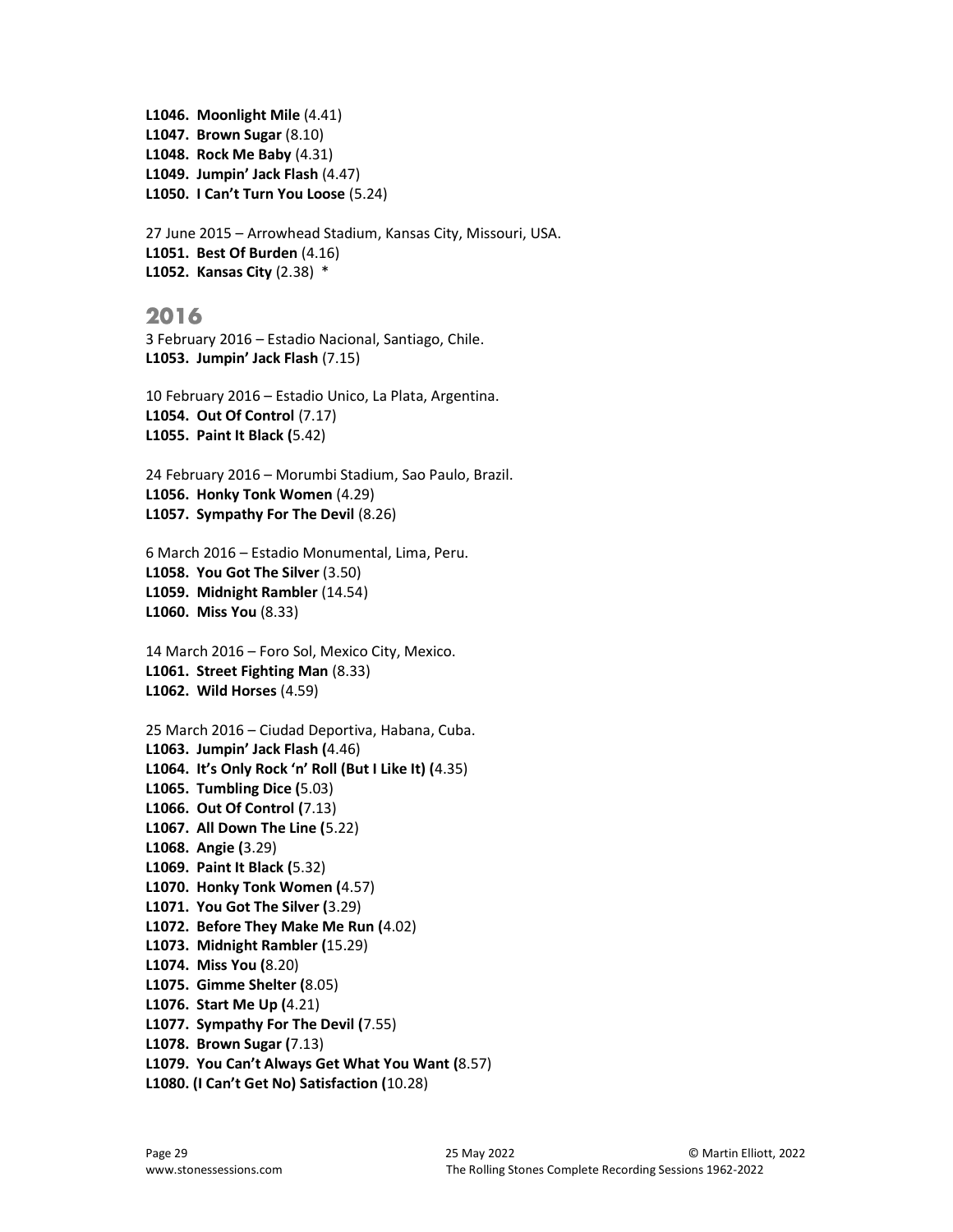**L1046. Moonlight Mile** (4.41)
**L1047. Brown Sugar** (8.10)
**L1048. Rock Me Baby** (4.31)
**L1049. Jumpin' Jack Flash** (4.47)
**L1050. I Can't Turn You Loose** (5.24)

27 June 2015 – Arrowhead Stadium, Kansas City, Missouri, USA.
**L1051. Best Of Burden** (4.16)
**L1052. Kansas City** (2.38) *

## 2016

3 February 2016 – Estadio Nacional, Santiago, Chile.
**L1053. Jumpin' Jack Flash** (7.15)

10 February 2016 – Estadio Unico, La Plata, Argentina.
**L1054. Out Of Control** (7.17)
**L1055. Paint It Black (**5.42)

24 February 2016 – Morumbi Stadium, Sao Paulo, Brazil.
**L1056. Honky Tonk Women** (4.29)
**L1057. Sympathy For The Devil** (8.26)

6 March 2016 – Estadio Monumental, Lima, Peru.
**L1058. You Got The Silver** (3.50)
**L1059. Midnight Rambler** (14.54)
**L1060. Miss You** (8.33)

14 March 2016 – Foro Sol, Mexico City, Mexico.
**L1061. Street Fighting Man** (8.33)
**L1062. Wild Horses** (4.59)

25 March 2016 – Ciudad Deportiva, Habana, Cuba.
**L1063. Jumpin' Jack Flash (**4.46)
**L1064. It's Only Rock 'n' Roll (But I Like It) (**4.35)
**L1065. Tumbling Dice (**5.03)
**L1066. Out Of Control (**7.13)
**L1067. All Down The Line (**5.22)
**L1068. Angie (**3.29)
**L1069. Paint It Black (**5.32)
**L1070. Honky Tonk Women (**4.57)
**L1071. You Got The Silver (**3.29)
**L1072. Before They Make Me Run (**4.02)
**L1073. Midnight Rambler (**15.29)
**L1074. Miss You (**8.20)
**L1075. Gimme Shelter (**8.05)
**L1076. Start Me Up (**4.21)
**L1077. Sympathy For The Devil (**7.55)
**L1078. Brown Sugar (**7.13)
**L1079. You Can't Always Get What You Want (**8.57)
**L1080. (I Can't Get No) Satisfaction (**10.28)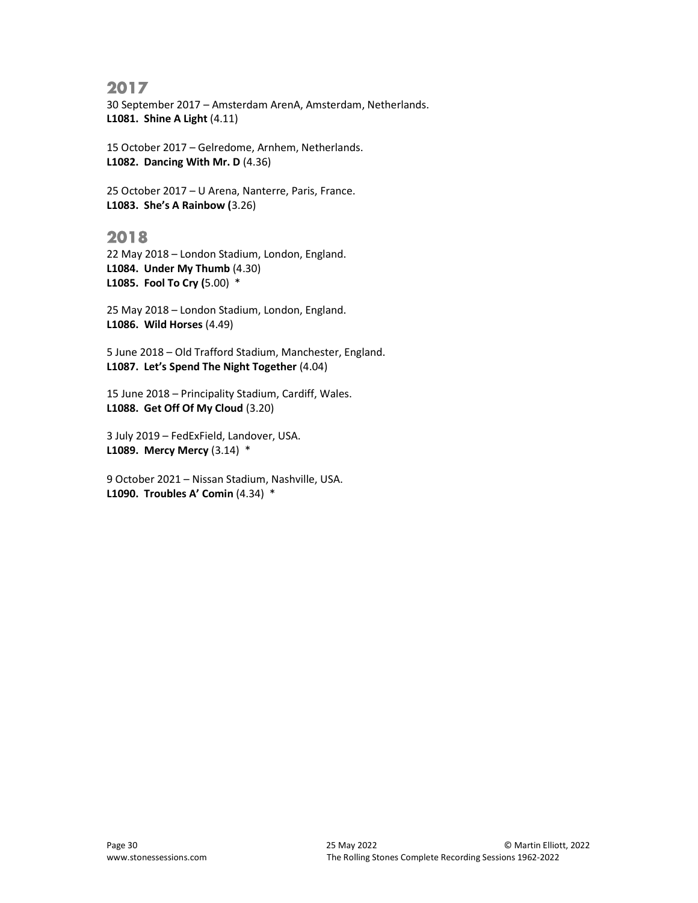## 2017

30 September 2017 – Amsterdam ArenA, Amsterdam, Netherlands.
**L1081. Shine A Light** (4.11)

15 October 2017 – Gelredome, Arnhem, Netherlands.
**L1082. Dancing With Mr. D** (4.36)

25 October 2017 – U Arena, Nanterre, Paris, France.
**L1083. She's A Rainbow (**3.26)

## 2018

22 May 2018 – London Stadium, London, England.
**L1084. Under My Thumb** (4.30)
**L1085. Fool To Cry (**5.00) *

25 May 2018 – London Stadium, London, England.
**L1086. Wild Horses** (4.49)

5 June 2018 – Old Trafford Stadium, Manchester, England.
**L1087. Let's Spend The Night Together** (4.04)

15 June 2018 – Principality Stadium, Cardiff, Wales.
**L1088. Get Off Of My Cloud** (3.20)

3 July 2019 – FedExField, Landover, USA.
**L1089. Mercy Mercy** (3.14) *

9 October 2021 – Nissan Stadium, Nashville, USA.
**L1090. Troubles A' Comin** (4.34) *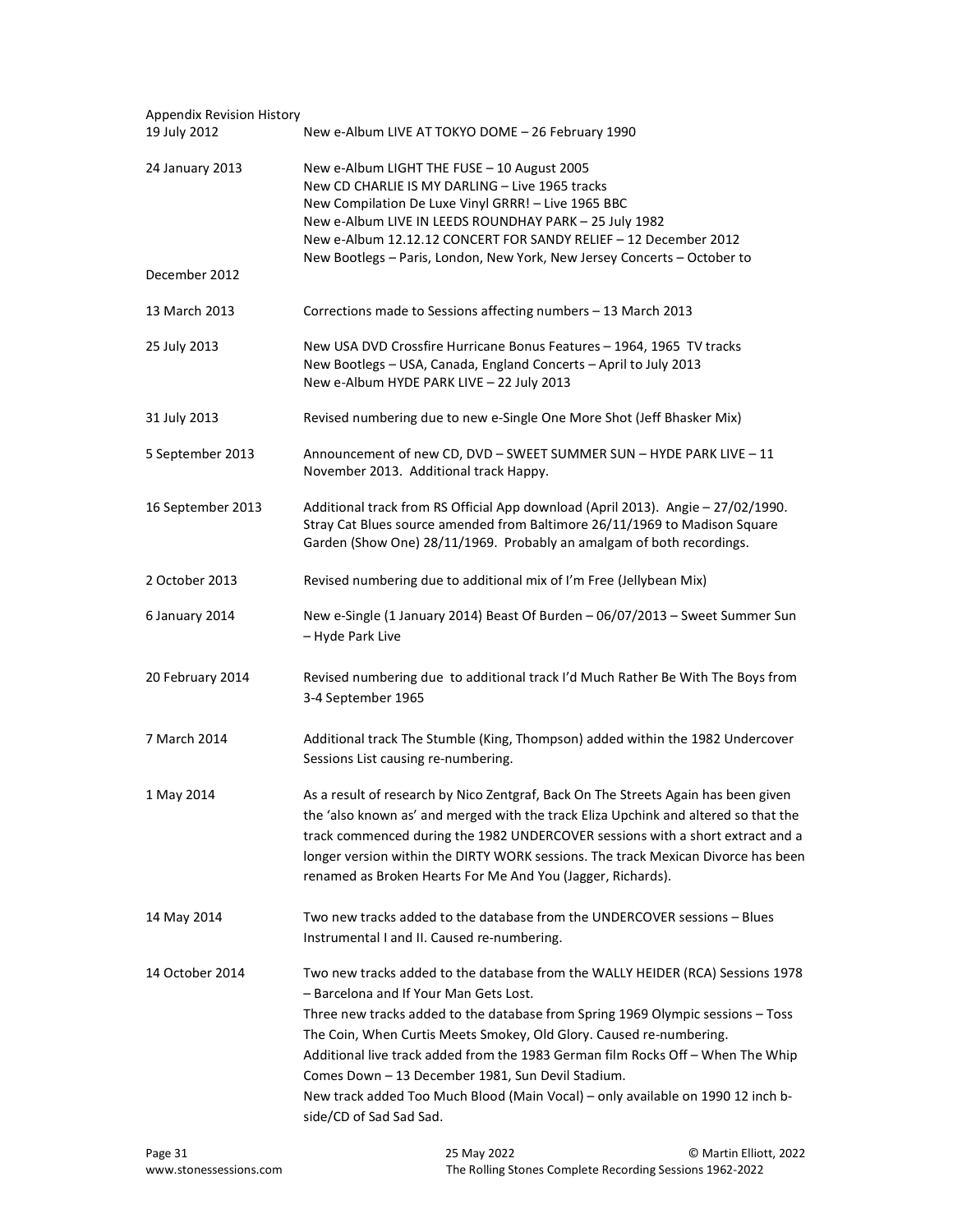Appendix Revision History

| | |
|---|---|
| 19 July 2012 | New e-Album LIVE AT TOKYO DOME – 26 February 1990 |
| 24 January 2013 | New e-Album LIGHT THE FUSE – 10 August 2005<br>New CD CHARLIE IS MY DARLING – Live 1965 tracks<br>New Compilation De Luxe Vinyl GRRR! – Live 1965 BBC<br>New e-Album LIVE IN LEEDS ROUNDHAY PARK – 25 July 1982<br>New e-Album 12.12.12 CONCERT FOR SANDY RELIEF – 12 December 2012<br>New Bootlegs – Paris, London, New York, New Jersey Concerts – October to December 2012 |
| 13 March 2013 | Corrections made to Sessions affecting numbers – 13 March 2013 |
| 25 July 2013 | New USA DVD Crossfire Hurricane Bonus Features – 1964, 1965 TV tracks<br>New Bootlegs – USA, Canada, England Concerts – April to July 2013<br>New e-Album HYDE PARK LIVE – 22 July 2013 |
| 31 July 2013 | Revised numbering due to new e-Single One More Shot (Jeff Bhasker Mix) |
| 5 September 2013 | Announcement of new CD, DVD – SWEET SUMMER SUN – HYDE PARK LIVE – 11 November 2013. Additional track Happy. |
| 16 September 2013 | Additional track from RS Official App download (April 2013). Angie – 27/02/1990. Stray Cat Blues source amended from Baltimore 26/11/1969 to Madison Square Garden (Show One) 28/11/1969. Probably an amalgam of both recordings. |
| 2 October 2013 | Revised numbering due to additional mix of I'm Free (Jellybean Mix) |
| 6 January 2014 | New e-Single (1 January 2014) Beast Of Burden – 06/07/2013 – Sweet Summer Sun – Hyde Park Live |
| 20 February 2014 | Revised numbering due to additional track I'd Much Rather Be With The Boys from 3-4 September 1965 |
| 7 March 2014 | Additional track The Stumble (King, Thompson) added within the 1982 Undercover Sessions List causing re-numbering. |
| 1 May 2014 | As a result of research by Nico Zentgraf, Back On The Streets Again has been given the 'also known as' and merged with the track Eliza Upchink and altered so that the track commenced during the 1982 UNDERCOVER sessions with a short extract and a longer version within the DIRTY WORK sessions. The track Mexican Divorce has been renamed as Broken Hearts For Me And You (Jagger, Richards). |
| 14 May 2014 | Two new tracks added to the database from the UNDERCOVER sessions – Blues Instrumental I and II. Caused re-numbering. |
| 14 October 2014 | Two new tracks added to the database from the WALLY HEIDER (RCA) Sessions 1978 – Barcelona and If Your Man Gets Lost.<br>Three new tracks added to the database from Spring 1969 Olympic sessions – Toss The Coin, When Curtis Meets Smokey, Old Glory. Caused re-numbering.<br>Additional live track added from the 1983 German film Rocks Off – When The Whip Comes Down – 13 December 1981, Sun Devil Stadium.<br>New track added Too Much Blood (Main Vocal) – only available on 1990 12 inch b-side/CD of Sad Sad Sad. |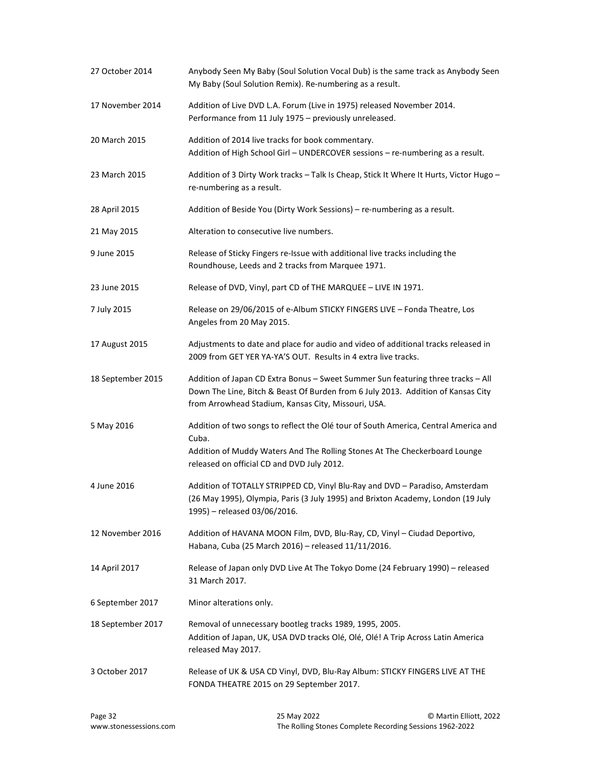| | |
|---|---|
| 27 October 2014 | Anybody Seen My Baby (Soul Solution Vocal Dub) is the same track as Anybody Seen My Baby (Soul Solution Remix). Re-numbering as a result. |
| 17 November 2014 | Addition of Live DVD L.A. Forum (Live in 1975) released November 2014. Performance from 11 July 1975 – previously unreleased. |
| 20 March 2015 | Addition of 2014 live tracks for book commentary.<br>Addition of High School Girl – UNDERCOVER sessions – re-numbering as a result. |
| 23 March 2015 | Addition of 3 Dirty Work tracks – Talk Is Cheap, Stick It Where It Hurts, Victor Hugo – re-numbering as a result. |
| 28 April 2015 | Addition of Beside You (Dirty Work Sessions) – re-numbering as a result. |
| 21 May 2015 | Alteration to consecutive live numbers. |
| 9 June 2015 | Release of Sticky Fingers re-Issue with additional live tracks including the Roundhouse, Leeds and 2 tracks from Marquee 1971. |
| 23 June 2015 | Release of DVD, Vinyl, part CD of THE MARQUEE – LIVE IN 1971. |
| 7 July 2015 | Release on 29/06/2015 of e-Album STICKY FINGERS LIVE – Fonda Theatre, Los Angeles from 20 May 2015. |
| 17 August 2015 | Adjustments to date and place for audio and video of additional tracks released in 2009 from GET YER YA-YA'S OUT. Results in 4 extra live tracks. |
| 18 September 2015 | Addition of Japan CD Extra Bonus – Sweet Summer Sun featuring three tracks – All Down The Line, Bitch & Beast Of Burden from 6 July 2013. Addition of Kansas City from Arrowhead Stadium, Kansas City, Missouri, USA. |
| 5 May 2016 | Addition of two songs to reflect the Olé tour of South America, Central America and Cuba.<br>Addition of Muddy Waters And The Rolling Stones At The Checkerboard Lounge released on official CD and DVD July 2012. |
| 4 June 2016 | Addition of TOTALLY STRIPPED CD, Vinyl Blu-Ray and DVD – Paradiso, Amsterdam (26 May 1995), Olympia, Paris (3 July 1995) and Brixton Academy, London (19 July 1995) – released 03/06/2016. |
| 12 November 2016 | Addition of HAVANA MOON Film, DVD, Blu-Ray, CD, Vinyl – Ciudad Deportivo, Habana, Cuba (25 March 2016) – released 11/11/2016. |
| 14 April 2017 | Release of Japan only DVD Live At The Tokyo Dome (24 February 1990) – released 31 March 2017. |
| 6 September 2017 | Minor alterations only. |
| 18 September 2017 | Removal of unnecessary bootleg tracks 1989, 1995, 2005.<br>Addition of Japan, UK, USA DVD tracks Olé, Olé, Olé! A Trip Across Latin America released May 2017. |
| 3 October 2017 | Release of UK & USA CD Vinyl, DVD, Blu-Ray Album: STICKY FINGERS LIVE AT THE FONDA THEATRE 2015 on 29 September 2017. |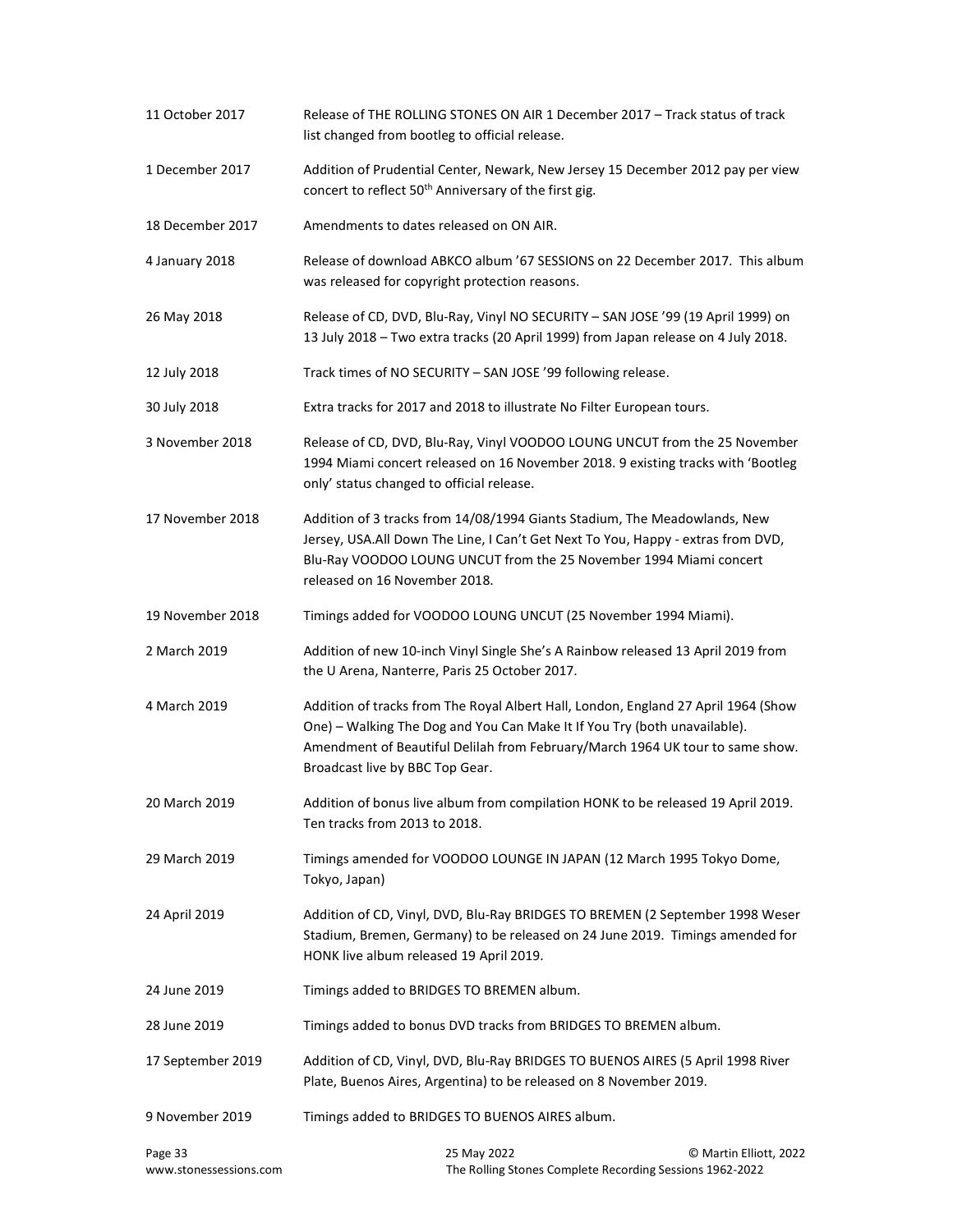| | |
|---|---|
| 11 October 2017 | Release of THE ROLLING STONES ON AIR 1 December 2017 – Track status of track list changed from bootleg to official release. |
| 1 December 2017 | Addition of Prudential Center, Newark, New Jersey 15 December 2012 pay per view concert to reflect 50th Anniversary of the first gig. |
| 18 December 2017 | Amendments to dates released on ON AIR. |
| 4 January 2018 | Release of download ABKCO album '67 SESSIONS on 22 December 2017. This album was released for copyright protection reasons. |
| 26 May 2018 | Release of CD, DVD, Blu-Ray, Vinyl NO SECURITY – SAN JOSE '99 (19 April 1999) on 13 July 2018 – Two extra tracks (20 April 1999) from Japan release on 4 July 2018. |
| 12 July 2018 | Track times of NO SECURITY – SAN JOSE '99 following release. |
| 30 July 2018 | Extra tracks for 2017 and 2018 to illustrate No Filter European tours. |
| 3 November 2018 | Release of CD, DVD, Blu-Ray, Vinyl VOODOO LOUNG UNCUT from the 25 November 1994 Miami concert released on 16 November 2018. 9 existing tracks with 'Bootleg only' status changed to official release. |
| 17 November 2018 | Addition of 3 tracks from 14/08/1994 Giants Stadium, The Meadowlands, New Jersey, USA.All Down The Line, I Can't Get Next To You, Happy - extras from DVD, Blu-Ray VOODOO LOUNG UNCUT from the 25 November 1994 Miami concert released on 16 November 2018. |
| 19 November 2018 | Timings added for VOODOO LOUNG UNCUT (25 November 1994 Miami). |
| 2 March 2019 | Addition of new 10-inch Vinyl Single She's A Rainbow released 13 April 2019 from the U Arena, Nanterre, Paris 25 October 2017. |
| 4 March 2019 | Addition of tracks from The Royal Albert Hall, London, England 27 April 1964 (Show One) – Walking The Dog and You Can Make It If You Try (both unavailable). Amendment of Beautiful Delilah from February/March 1964 UK tour to same show. Broadcast live by BBC Top Gear. |
| 20 March 2019 | Addition of bonus live album from compilation HONK to be released 19 April 2019. Ten tracks from 2013 to 2018. |
| 29 March 2019 | Timings amended for VOODOO LOUNGE IN JAPAN (12 March 1995 Tokyo Dome, Tokyo, Japan) |
| 24 April 2019 | Addition of CD, Vinyl, DVD, Blu-Ray BRIDGES TO BREMEN (2 September 1998 Weser Stadium, Bremen, Germany) to be released on 24 June 2019. Timings amended for HONK live album released 19 April 2019. |
| 24 June 2019 | Timings added to BRIDGES TO BREMEN album. |
| 28 June 2019 | Timings added to bonus DVD tracks from BRIDGES TO BREMEN album. |
| 17 September 2019 | Addition of CD, Vinyl, DVD, Blu-Ray BRIDGES TO BUENOS AIRES (5 April 1998 River Plate, Buenos Aires, Argentina) to be released on 8 November 2019. |
| 9 November 2019 | Timings added to BRIDGES TO BUENOS AIRES album. |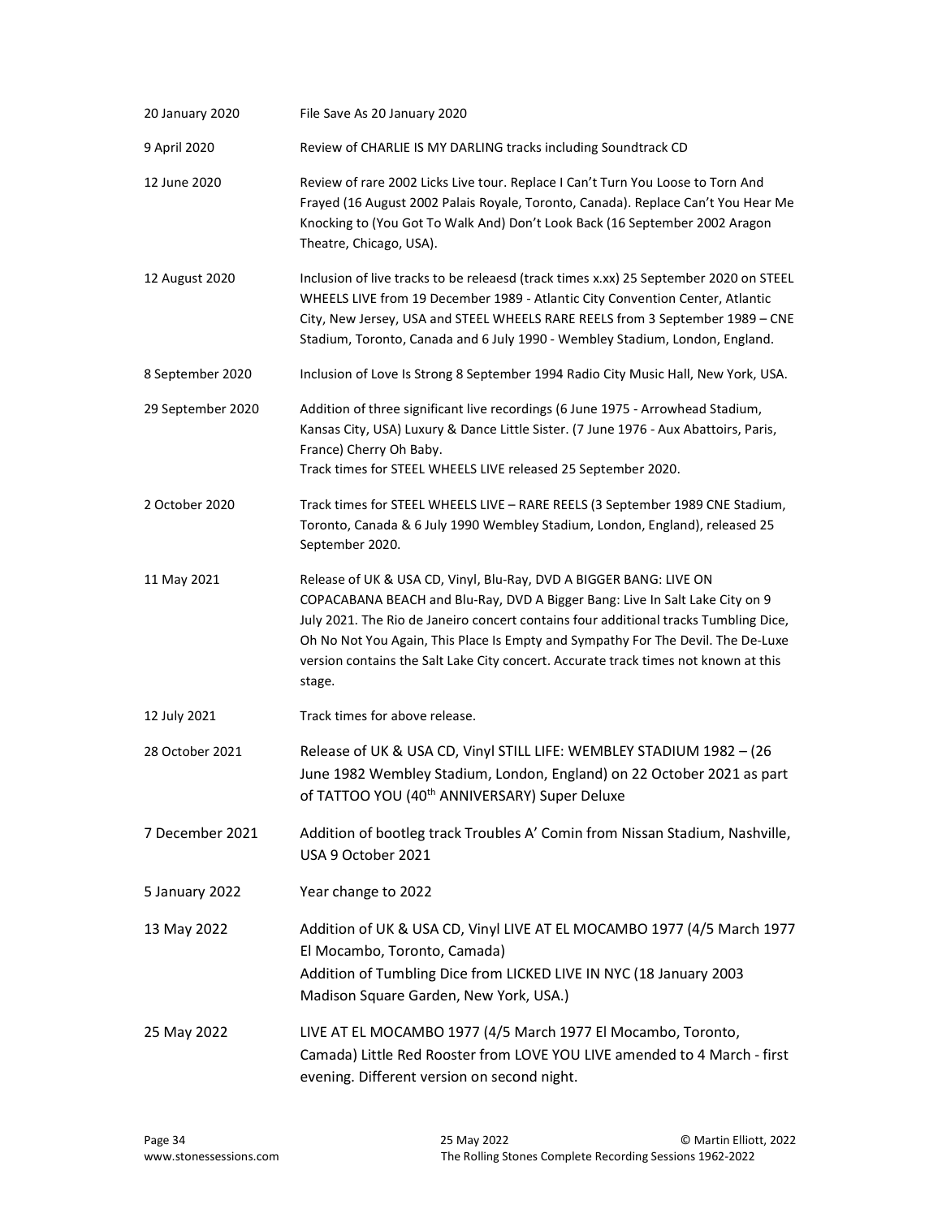| | |
|---|---|
| 20 January 2020 | File Save As 20 January 2020 |
| 9 April 2020 | Review of CHARLIE IS MY DARLING tracks including Soundtrack CD |
| 12 June 2020 | Review of rare 2002 Licks Live tour. Replace I Can't Turn You Loose to Torn And Frayed (16 August 2002 Palais Royale, Toronto, Canada). Replace Can't You Hear Me Knocking to (You Got To Walk And) Don't Look Back (16 September 2002 Aragon Theatre, Chicago, USA). |
| 12 August 2020 | Inclusion of live tracks to be releaesd (track times x.xx) 25 September 2020 on STEEL WHEELS LIVE from 19 December 1989 - Atlantic City Convention Center, Atlantic City, New Jersey, USA and STEEL WHEELS RARE REELS from 3 September 1989 – CNE Stadium, Toronto, Canada and 6 July 1990 - Wembley Stadium, London, England. |
| 8 September 2020 | Inclusion of Love Is Strong 8 September 1994 Radio City Music Hall, New York, USA. |
| 29 September 2020 | Addition of three significant live recordings (6 June 1975 - Arrowhead Stadium, Kansas City, USA) Luxury & Dance Little Sister. (7 June 1976 - Aux Abattoirs, Paris, France) Cherry Oh Baby.<br>Track times for STEEL WHEELS LIVE released 25 September 2020. |
| 2 October 2020 | Track times for STEEL WHEELS LIVE – RARE REELS (3 September 1989 CNE Stadium, Toronto, Canada & 6 July 1990 Wembley Stadium, London, England), released 25 September 2020. |
| 11 May 2021 | Release of UK & USA CD, Vinyl, Blu-Ray, DVD A BIGGER BANG: LIVE ON COPACABANA BEACH and Blu-Ray, DVD A Bigger Bang: Live In Salt Lake City on 9 July 2021. The Rio de Janeiro concert contains four additional tracks Tumbling Dice, Oh No Not You Again, This Place Is Empty and Sympathy For The Devil. The De-Luxe version contains the Salt Lake City concert. Accurate track times not known at this stage. |
| 12 July 2021 | Track times for above release. |
| 28 October 2021 | Release of UK & USA CD, Vinyl STILL LIFE: WEMBLEY STADIUM 1982 – (26 June 1982 Wembley Stadium, London, England) on 22 October 2021 as part of TATTOO YOU (40th ANNIVERSARY) Super Deluxe |
| 7 December 2021 | Addition of bootleg track Troubles A' Comin from Nissan Stadium, Nashville, USA 9 October 2021 |
| 5 January 2022 | Year change to 2022 |
| 13 May 2022 | Addition of UK & USA CD, Vinyl LIVE AT EL MOCAMBO 1977 (4/5 March 1977 El Mocambo, Toronto, Camada)<br>Addition of Tumbling Dice from LICKED LIVE IN NYC (18 January 2003 Madison Square Garden, New York, USA.) |
| 25 May 2022 | LIVE AT EL MOCAMBO 1977 (4/5 March 1977 El Mocambo, Toronto, Camada) Little Red Rooster from LOVE YOU LIVE amended to 4 March - first evening. Different version on second night. |